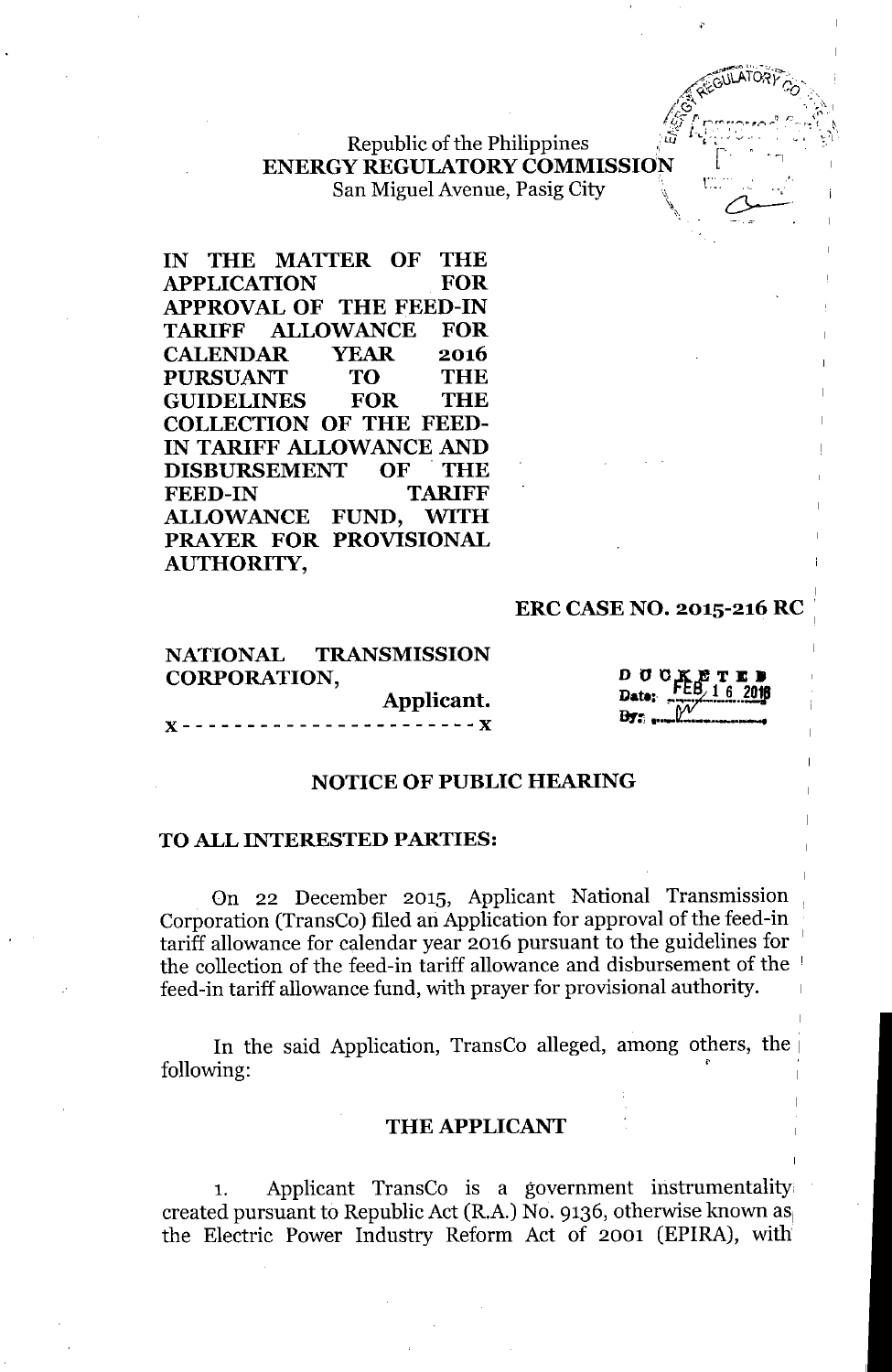Republic of the Philippines
**ENERGY REGULATORY COMMISSION**
San Miguel Avenue, Pasig City

**IN THE MATTER OF THE APPLICATION FOR APPROVAL OF THE FEED-IN TARIFF ALLOWANCE FOR CALENDAR YEAR 2016 PURSUANT TO THE GUIDELINES FOR THE COLLECTION OF THE FEED-IN TARIFF ALLOWANCE AND DISBURSEMENT OF THE FEED-IN TARIFF ALLOWANCE FUND, WITH PRAYER FOR PROVISIONAL AUTHORITY,**

**ERC CASE NO. 2015-216 RC**

**NATIONAL TRANSMISSION CORPORATION,**
**Applicant.**
x - - - - - - - - - - - - - - - - - - - - - - x

DOCKETED
Date: FEB 16 2016
By: _____

## NOTICE OF PUBLIC HEARING

**TO ALL INTERESTED PARTIES:**

On 22 December 2015, Applicant National Transmission Corporation (TransCo) filed an Application for approval of the feed-in tariff allowance for calendar year 2016 pursuant to the guidelines for the collection of the feed-in tariff allowance and disbursement of the feed-in tariff allowance fund, with prayer for provisional authority.

In the said Application, TransCo alleged, among others, the following:

### THE APPLICANT

1. Applicant TransCo is a government instrumentality created pursuant to Republic Act (R.A.) No. 9136, otherwise known as the Electric Power Industry Reform Act of 2001 (EPIRA), with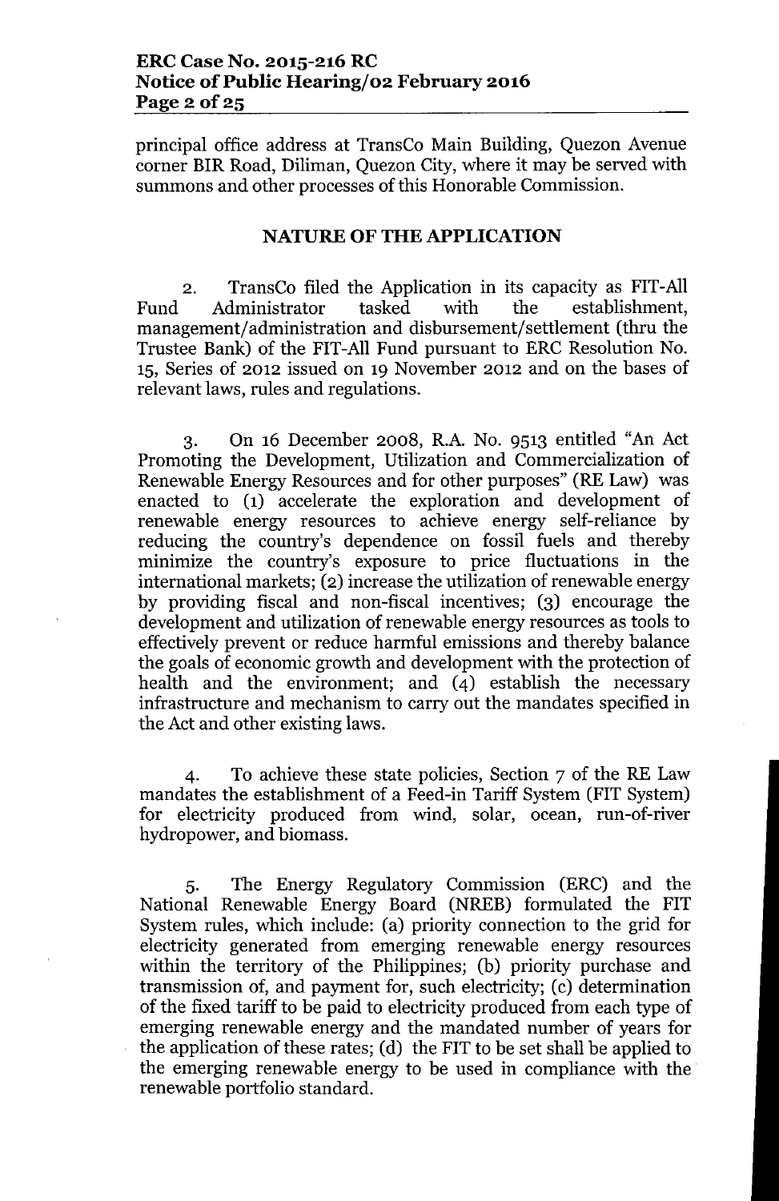principal office address at TransCo Main Building, Quezon Avenue corner BIR Road, Diliman, Quezon City, where it may be served with summons and other processes of this Honorable Commission.

## NATURE OF THE APPLICATION

2. TransCo filed the Application in its capacity as FIT-All Fund Administrator tasked with the establishment, management/administration and disbursement/settlement (thru the Trustee Bank) of the FIT-All Fund pursuant to ERC Resolution No. 15, Series of 2012 issued on 19 November 2012 and on the bases of relevant laws, rules and regulations.

3. On 16 December 2008, R.A. No. 9513 entitled "An Act Promoting the Development, Utilization and Commercialization of Renewable Energy Resources and for other purposes" (RE Law) was enacted to (1) accelerate the exploration and development of renewable energy resources to achieve energy self-reliance by reducing the country's dependence on fossil fuels and thereby minimize the country's exposure to price fluctuations in the international markets; (2) increase the utilization of renewable energy by providing fiscal and non-fiscal incentives; (3) encourage the development and utilization of renewable energy resources as tools to effectively prevent or reduce harmful emissions and thereby balance the goals of economic growth and development with the protection of health and the environment; and (4) establish the necessary infrastructure and mechanism to carry out the mandates specified in the Act and other existing laws.

4. To achieve these state policies, Section 7 of the RE Law mandates the establishment of a Feed-in Tariff System (FIT System) for electricity produced from wind, solar, ocean, run-of-river hydropower, and biomass.

5. The Energy Regulatory Commission (ERC) and the National Renewable Energy Board (NREB) formulated the FIT System rules, which include: (a) priority connection to the grid for electricity generated from emerging renewable energy resources within the territory of the Philippines; (b) priority purchase and transmission of, and payment for, such electricity; (c) determination of the fixed tariff to be paid to electricity produced from each type of emerging renewable energy and the mandated number of years for the application of these rates; (d) the FIT to be set shall be applied to the emerging renewable energy to be used in compliance with the renewable portfolio standard.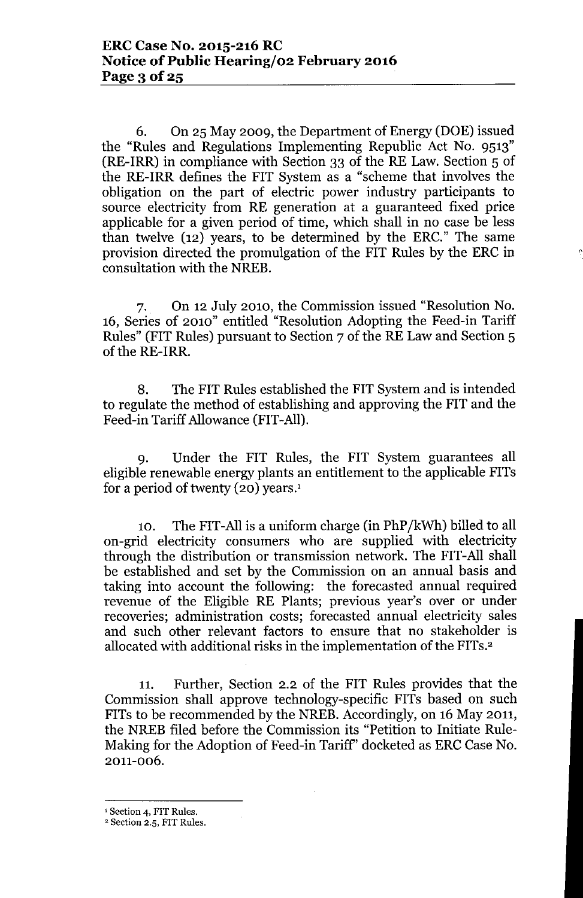6. On 25 May 2009, the Department of Energy (DOE) issued the "Rules and Regulations Implementing Republic Act No. 9513" (RE-IRR) in compliance with Section 33 of the RE Law. Section 5 of the RE-IRR defines the FIT System as a "scheme that involves the obligation on the part of electric power industry participants to source electricity from RE generation at a guaranteed fixed price applicable for a given period of time, which shall in no case be less than twelve (12) years, to be determined by the ERC." The same provision directed the promulgation of the FIT Rules by the ERC in consultation with the NREB.

7. On 12 July 2010, the Commission issued "Resolution No. 16, Series of 2010" entitled "Resolution Adopting the Feed-in Tariff Rules" (FIT Rules) pursuant to Section 7 of the RE Law and Section 5 of the RE-IRR.

8. The FIT Rules established the FIT System and is intended to regulate the method of establishing and approving the FIT and the Feed-in Tariff Allowance (FIT-All).

9. Under the FIT Rules, the FIT System guarantees all eligible renewable energy plants an entitlement to the applicable FITs for a period of twenty (20) years.[1]

10. The FIT-All is a uniform charge (in PhP/kWh) billed to all on-grid electricity consumers who are supplied with electricity through the distribution or transmission network. The FIT-All shall be established and set by the Commission on an annual basis and taking into account the following: the forecasted annual required revenue of the Eligible RE Plants; previous year's over or under recoveries; administration costs; forecasted annual electricity sales and such other relevant factors to ensure that no stakeholder is allocated with additional risks in the implementation of the FITs.[2]

11. Further, Section 2.2 of the FIT Rules provides that the Commission shall approve technology-specific FITs based on such FITs to be recommended by the NREB. Accordingly, on 16 May 2011, the NREB filed before the Commission its "Petition to Initiate Rule-Making for the Adoption of Feed-in Tariff" docketed as ERC Case No. 2011-006.

---

[1] Section 4, FIT Rules.

[2] Section 2.5, FIT Rules.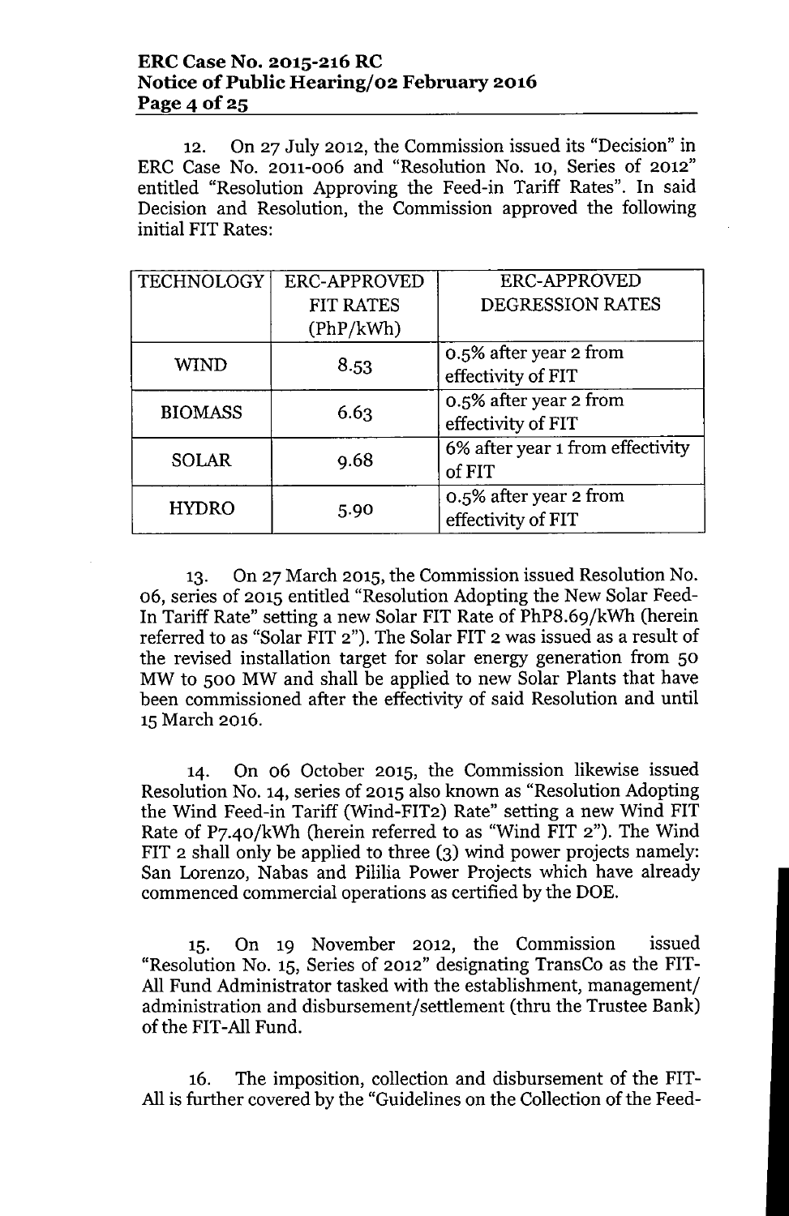12. On 27 July 2012, the Commission issued its "Decision" in ERC Case No. 2011-006 and "Resolution No. 10, Series of 2012" entitled "Resolution Approving the Feed-in Tariff Rates". In said Decision and Resolution, the Commission approved the following initial FIT Rates:

| TECHNOLOGY | ERC-APPROVED FIT RATES (PhP/kWh) | ERC-APPROVED DEGRESSION RATES |
|---|---|---|
| WIND | 8.53 | 0.5% after year 2 from effectivity of FIT |
| BIOMASS | 6.63 | 0.5% after year 2 from effectivity of FIT |
| SOLAR | 9.68 | 6% after year 1 from effectivity of FIT |
| HYDRO | 5.90 | 0.5% after year 2 from effectivity of FIT |

13. On 27 March 2015, the Commission issued Resolution No. 06, series of 2015 entitled "Resolution Adopting the New Solar Feed-In Tariff Rate" setting a new Solar FIT Rate of PhP8.69/kWh (herein referred to as "Solar FIT 2"). The Solar FIT 2 was issued as a result of the revised installation target for solar energy generation from 50 MW to 500 MW and shall be applied to new Solar Plants that have been commissioned after the effectivity of said Resolution and until 15 March 2016.

14. On 06 October 2015, the Commission likewise issued Resolution No. 14, series of 2015 also known as "Resolution Adopting the Wind Feed-in Tariff (Wind-FIT2) Rate" setting a new Wind FIT Rate of P7.40/kWh (herein referred to as "Wind FIT 2"). The Wind FIT 2 shall only be applied to three (3) wind power projects namely: San Lorenzo, Nabas and Pililia Power Projects which have already commenced commercial operations as certified by the DOE.

15. On 19 November 2012, the Commission issued "Resolution No. 15, Series of 2012" designating TransCo as the FIT-All Fund Administrator tasked with the establishment, management/ administration and disbursement/settlement (thru the Trustee Bank) of the FIT-All Fund.

16. The imposition, collection and disbursement of the FIT-All is further covered by the "Guidelines on the Collection of the Feed-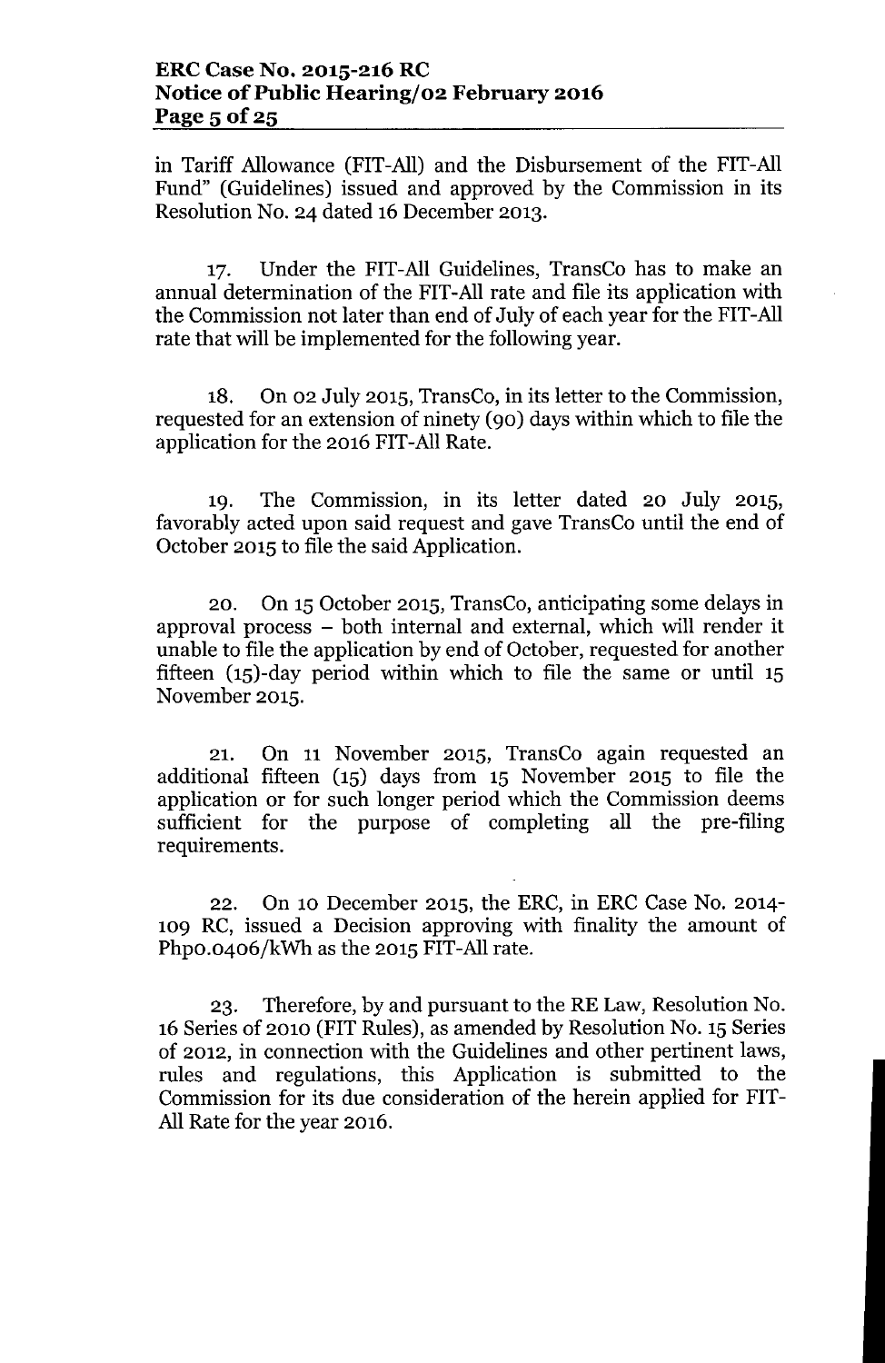in Tariff Allowance (FIT-All) and the Disbursement of the FIT-All Fund" (Guidelines) issued and approved by the Commission in its Resolution No. 24 dated 16 December 2013.

17. Under the FIT-All Guidelines, TransCo has to make an annual determination of the FIT-All rate and file its application with the Commission not later than end of July of each year for the FIT-All rate that will be implemented for the following year.

18. On 02 July 2015, TransCo, in its letter to the Commission, requested for an extension of ninety (90) days within which to file the application for the 2016 FIT-All Rate.

19. The Commission, in its letter dated 20 July 2015, favorably acted upon said request and gave TransCo until the end of October 2015 to file the said Application.

20. On 15 October 2015, TransCo, anticipating some delays in approval process – both internal and external, which will render it unable to file the application by end of October, requested for another fifteen (15)-day period within which to file the same or until 15 November 2015.

21. On 11 November 2015, TransCo again requested an additional fifteen (15) days from 15 November 2015 to file the application or for such longer period which the Commission deems sufficient for the purpose of completing all the pre-filing requirements.

22. On 10 December 2015, the ERC, in ERC Case No. 2014-109 RC, issued a Decision approving with finality the amount of Php0.0406/kWh as the 2015 FIT-All rate.

23. Therefore, by and pursuant to the RE Law, Resolution No. 16 Series of 2010 (FIT Rules), as amended by Resolution No. 15 Series of 2012, in connection with the Guidelines and other pertinent laws, rules and regulations, this Application is submitted to the Commission for its due consideration of the herein applied for FIT-All Rate for the year 2016.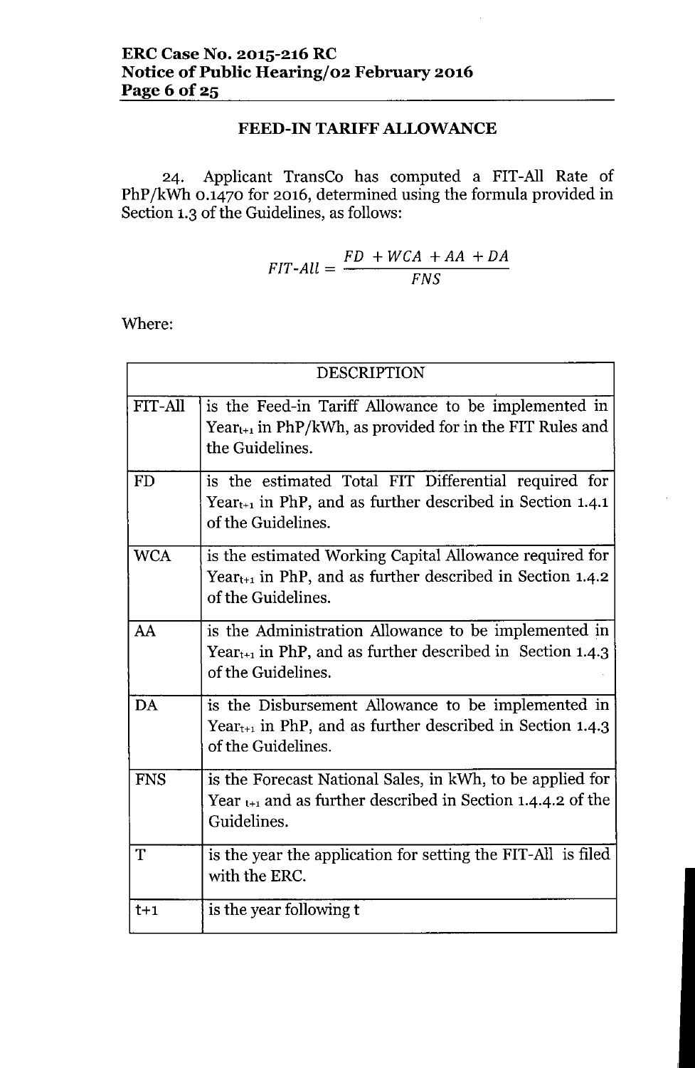## FEED-IN TARIFF ALLOWANCE

24. Applicant TransCo has computed a FIT-All Rate of PhP/kWh 0.1470 for 2016, determined using the formula provided in Section 1.3 of the Guidelines, as follows:

$$FIT\text{-}All = \frac{FD + WCA + AA + DA}{FNS}$$

Where:

| DESCRIPTION | |
|---|---|
| FIT-All | is the Feed-in Tariff Allowance to be implemented in $Year_{t+1}$ in PhP/kWh, as provided for in the FIT Rules and the Guidelines. |
| FD | is the estimated Total FIT Differential required for $Year_{t+1}$ in PhP, and as further described in Section 1.4.1 of the Guidelines. |
| WCA | is the estimated Working Capital Allowance required for $Year_{t+1}$ in PhP, and as further described in Section 1.4.2 of the Guidelines. |
| AA | is the Administration Allowance to be implemented in $Year_{t+1}$ in PhP, and as further described in Section 1.4.3 of the Guidelines. |
| DA | is the Disbursement Allowance to be implemented in $Year_{t+1}$ in PhP, and as further described in Section 1.4.3 of the Guidelines. |
| FNS | is the Forecast National Sales, in kWh, to be applied for $Year_{t+1}$ and as further described in Section 1.4.4.2 of the Guidelines. |
| T | is the year the application for setting the FIT-All is filed with the ERC. |
| t+1 | is the year following t |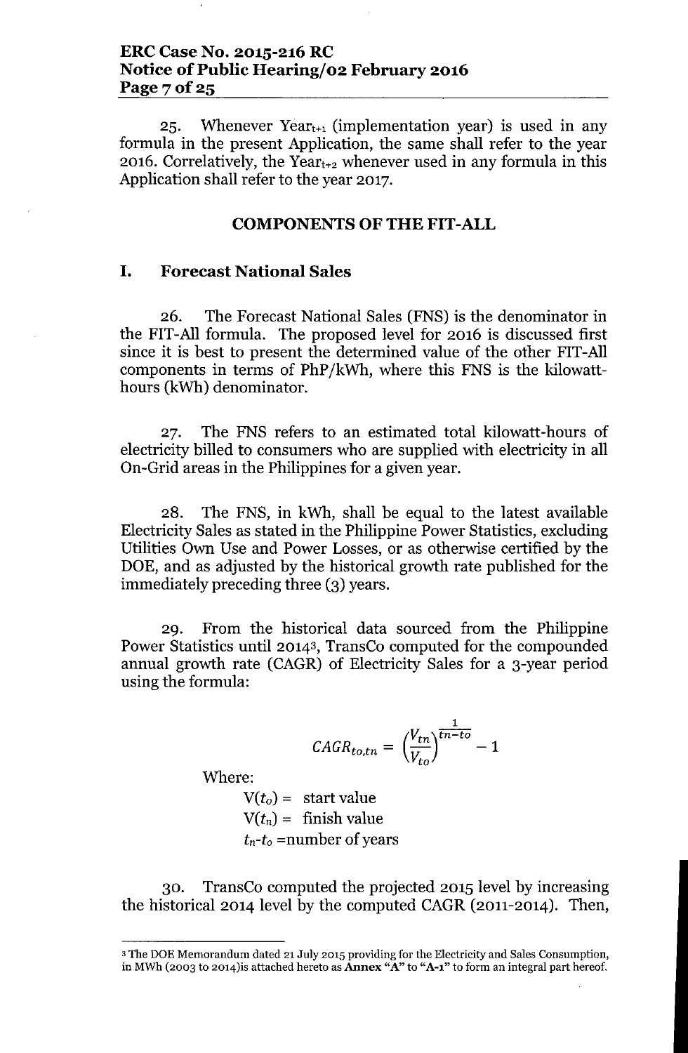25. Whenever $Year_{t+1}$ (implementation year) is used in any formula in the present Application, the same shall refer to the year 2016. Correlatively, the $Year_{t+2}$ whenever used in any formula in this Application shall refer to the year 2017.

## COMPONENTS OF THE FIT-ALL

### I. Forecast National Sales

26. The Forecast National Sales (FNS) is the denominator in the FIT-All formula. The proposed level for 2016 is discussed first since it is best to present the determined value of the other FIT-All components in terms of PhP/kWh, where this FNS is the kilowatt-hours (kWh) denominator.

27. The FNS refers to an estimated total kilowatt-hours of electricity billed to consumers who are supplied with electricity in all On-Grid areas in the Philippines for a given year.

28. The FNS, in kWh, shall be equal to the latest available Electricity Sales as stated in the Philippine Power Statistics, excluding Utilities Own Use and Power Losses, or as otherwise certified by the DOE, and as adjusted by the historical growth rate published for the immediately preceding three (3) years.

29. From the historical data sourced from the Philippine Power Statistics until 2014[3], TransCo computed for the compounded annual growth rate (CAGR) of Electricity Sales for a 3-year period using the formula:

$$CAGR_{to,tn} = \left(\frac{V_{tn}}{V_{to}}\right)^{\frac{1}{tn-to}} - 1$$

Where:

$V(t_o)$ = start value
$V(t_n)$ = finish value
$t_n$-$t_o$ = number of years

30. TransCo computed the projected 2015 level by increasing the historical 2014 level by the computed CAGR (2011-2014). Then,

---

[3] The DOE Memorandum dated 21 July 2015 providing for the Electricity and Sales Consumption, in MWh (2003 to 2014)is attached hereto as **Annex "A"** to **"A-1"** to form an integral part hereof.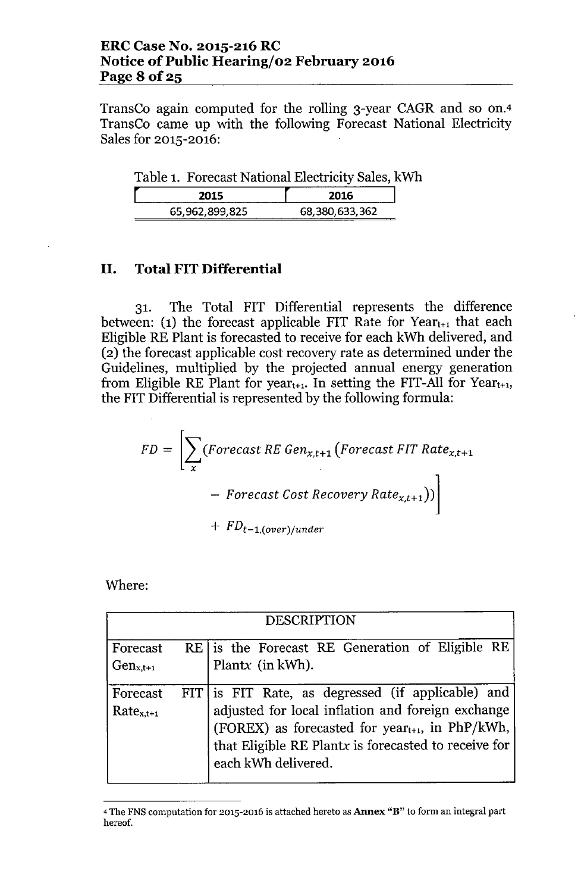TransCo again computed for the rolling 3-year CAGR and so on.[4] TransCo came up with the following Forecast National Electricity Sales for 2015-2016:

Table 1. Forecast National Electricity Sales, kWh

| 2015 | 2016 |
|---|---|
| 65,962,899,825 | 68,380,633,362 |

## II. Total FIT Differential

31. The Total FIT Differential represents the difference between: (1) the forecast applicable FIT Rate for $Year_{t+1}$ that each Eligible RE Plant is forecasted to receive for each kWh delivered, and (2) the forecast applicable cost recovery rate as determined under the Guidelines, multiplied by the projected annual energy generation from Eligible RE Plant for $year_{t+1}$. In setting the FIT-All for $Year_{t+1}$, the FIT Differential is represented by the following formula:

$$FD = \left[\sum_{x}(Forecast\ RE\ Gen_{x,t+1}(Forecast\ FIT\ Rate_{x,t+1} - Forecast\ Cost\ Recovery\ Rate_{x,t+1}))\right] + FD_{t-1,(over)/under}$$

Where:

| DESCRIPTION | |
|---|---|
| Forecast RE $Gen_{x,t+1}$ | is the Forecast RE Generation of Eligible RE Plant*x* (in kWh). |
| Forecast FIT $Rate_{x,t+1}$ | is FIT Rate, as degressed (if applicable) and adjusted for local inflation and foreign exchange (FOREX) as forecasted for $year_{t+1}$, in PhP/kWh, that Eligible RE Plant*x* is forecasted to receive for each kWh delivered. |

[4] The FNS computation for 2015-2016 is attached hereto as **Annex "B"** to form an integral part hereof.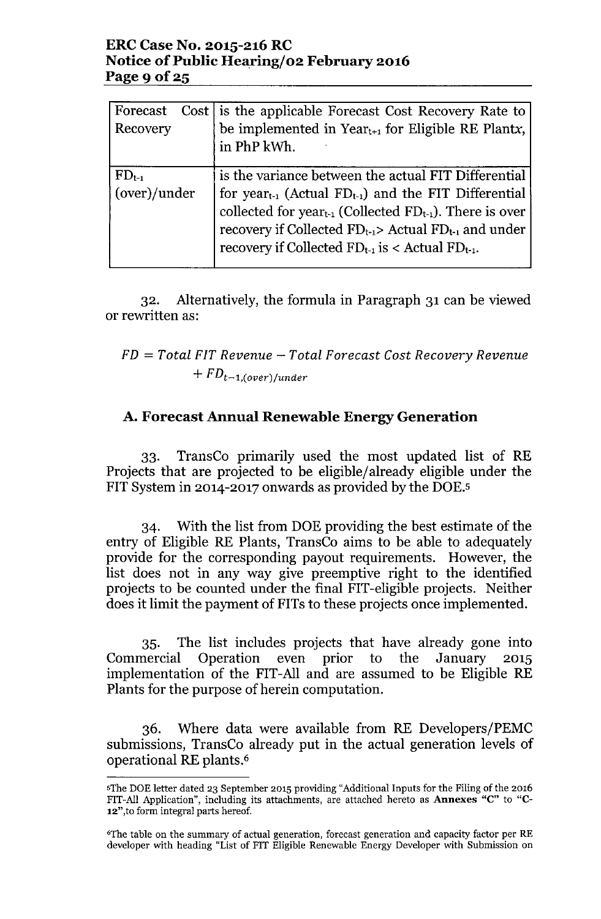| Forecast Cost Recovery | is the applicable Forecast Cost Recovery Rate to be implemented in $Year_{t+1}$ for Eligible RE Plantx, in PhP kWh. |
|---|---|
| $FD_{t-1}$ (over)/under | is the variance between the actual FIT Differential for $year_{t-1}$ (Actual $FD_{t-1}$) and the FIT Differential collected for $year_{t-1}$ (Collected $FD_{t-1}$). There is over recovery if Collected $FD_{t-1}$> Actual $FD_{t-1}$ and under recovery if Collected $FD_{t-1}$ is < Actual $FD_{t-1}$. |

32. Alternatively, the formula in Paragraph 31 can be viewed or rewritten as:

$$FD = Total\ FIT\ Revenue - Total\ Forecast\ Cost\ Recovery\ Revenue + FD_{t-1,(over)/under}$$

### A. Forecast Annual Renewable Energy Generation

33. TransCo primarily used the most updated list of RE Projects that are projected to be eligible/already eligible under the FIT System in 2014-2017 onwards as provided by the DOE.[5]

34. With the list from DOE providing the best estimate of the entry of Eligible RE Plants, TransCo aims to be able to adequately provide for the corresponding payout requirements. However, the list does not in any way give preemptive right to the identified projects to be counted under the final FIT-eligible projects. Neither does it limit the payment of FITs to these projects once implemented.

35. The list includes projects that have already gone into Commercial Operation even prior to the January 2015 implementation of the FIT-All and are assumed to be Eligible RE Plants for the purpose of herein computation.

36. Where data were available from RE Developers/PEMC submissions, TransCo already put in the actual generation levels of operational RE plants.[6]

---

[5]The DOE letter dated 23 September 2015 providing "Additional Inputs for the Filing of the 2016 FIT-All Application", including its attachments, are attached hereto as **Annexes "C"** to **"C-12"**,to form integral parts hereof.

[6]The table on the summary of actual generation, forecast generation and capacity factor per RE developer with heading "List of FIT Eligible Renewable Energy Developer with Submission on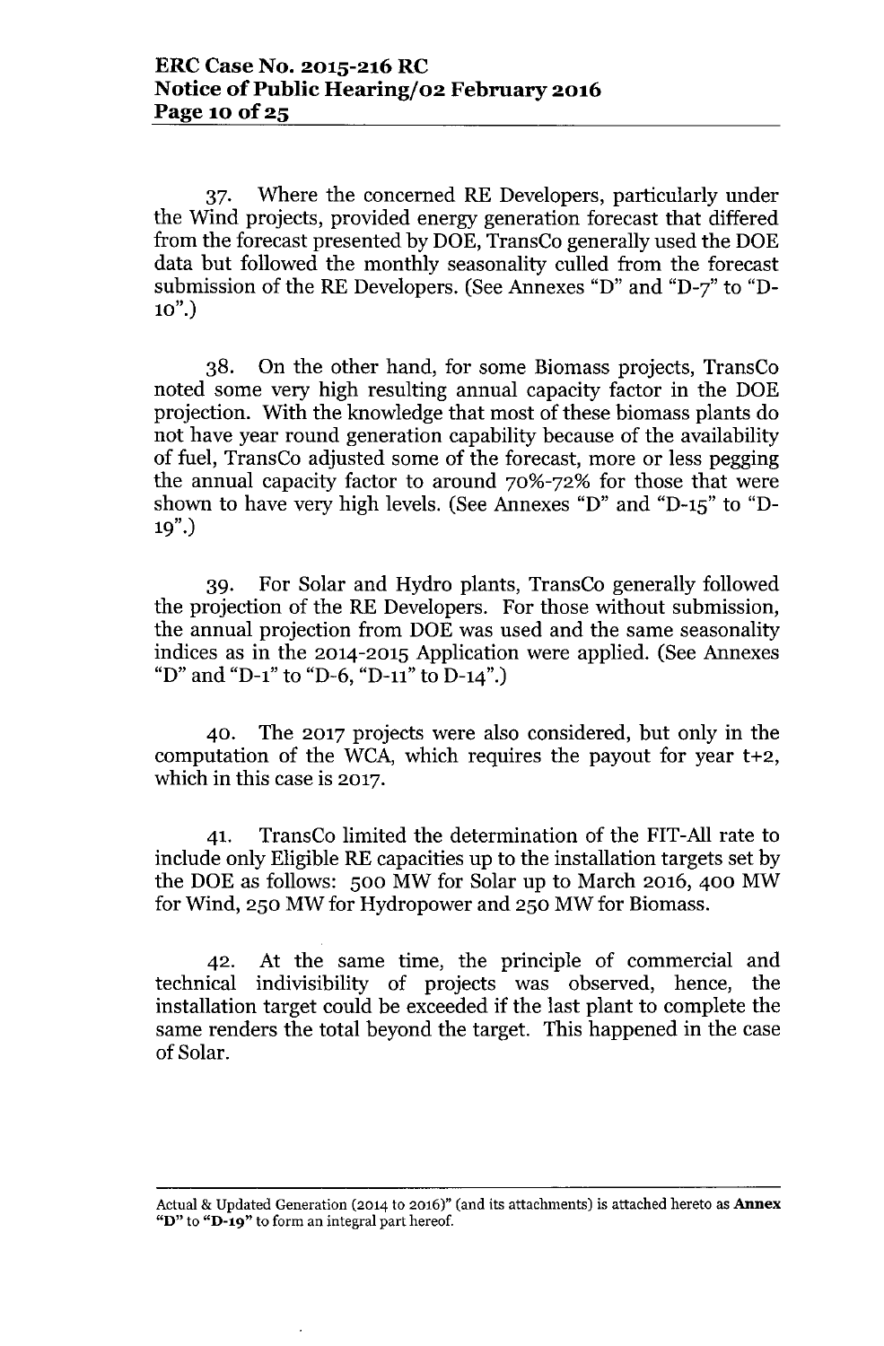37. Where the concerned RE Developers, particularly under the Wind projects, provided energy generation forecast that differed from the forecast presented by DOE, TransCo generally used the DOE data but followed the monthly seasonality culled from the forecast submission of the RE Developers. (See Annexes "D" and "D-7" to "D-10".)

38. On the other hand, for some Biomass projects, TransCo noted some very high resulting annual capacity factor in the DOE projection. With the knowledge that most of these biomass plants do not have year round generation capability because of the availability of fuel, TransCo adjusted some of the forecast, more or less pegging the annual capacity factor to around 70%-72% for those that were shown to have very high levels. (See Annexes "D" and "D-15" to "D-19".)

39. For Solar and Hydro plants, TransCo generally followed the projection of the RE Developers. For those without submission, the annual projection from DOE was used and the same seasonality indices as in the 2014-2015 Application were applied. (See Annexes "D" and "D-1" to "D-6, "D-11" to D-14".)

40. The 2017 projects were also considered, but only in the computation of the WCA, which requires the payout for year t+2, which in this case is 2017.

41. TransCo limited the determination of the FIT-All rate to include only Eligible RE capacities up to the installation targets set by the DOE as follows: 500 MW for Solar up to March 2016, 400 MW for Wind, 250 MW for Hydropower and 250 MW for Biomass.

42. At the same time, the principle of commercial and technical indivisibility of projects was observed, hence, the installation target could be exceeded if the last plant to complete the same renders the total beyond the target. This happened in the case of Solar.

---

Actual & Updated Generation (2014 to 2016)" (and its attachments) is attached hereto as **Annex "D"** to **"D-19"** to form an integral part hereof.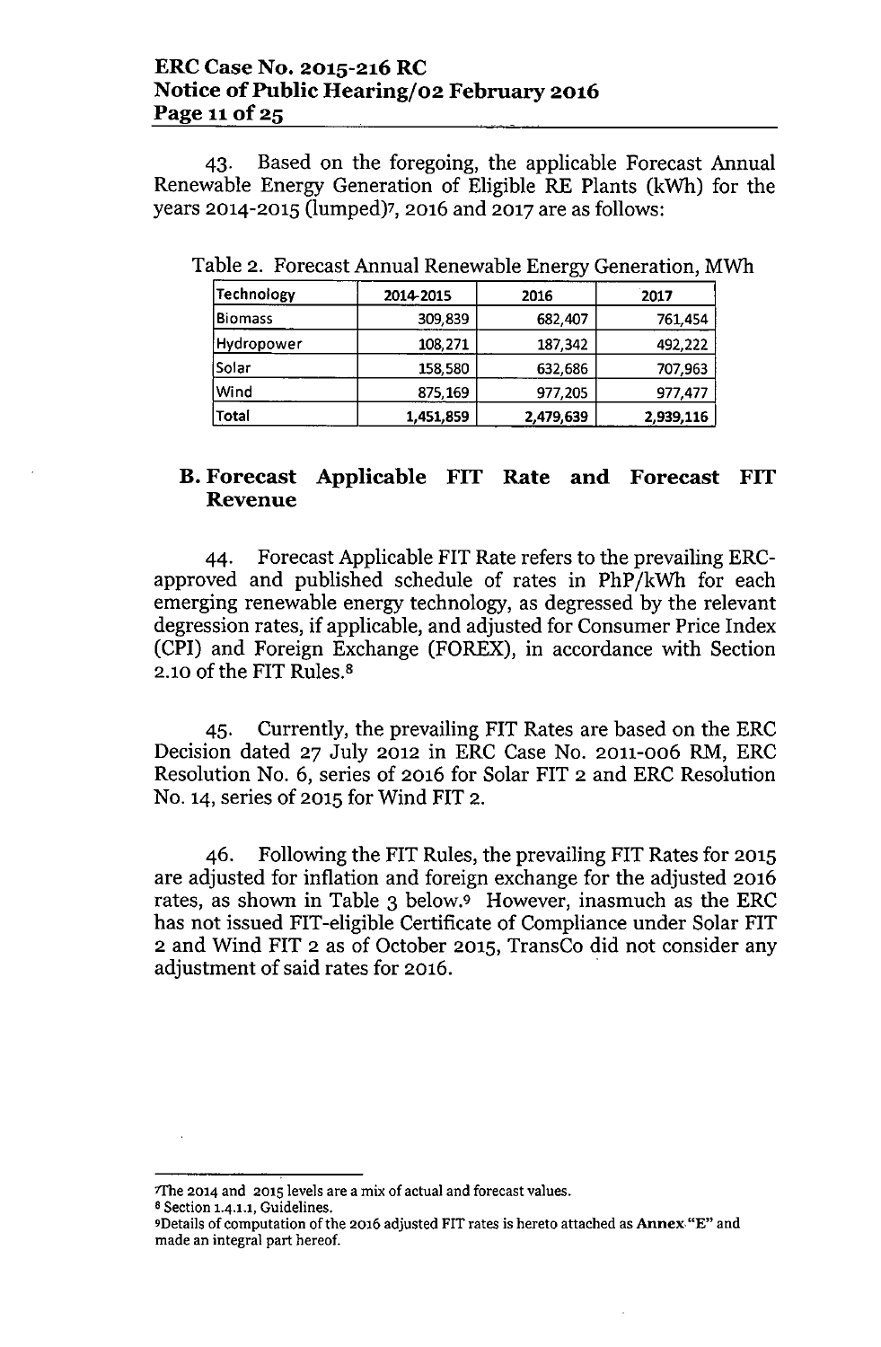43. Based on the foregoing, the applicable Forecast Annual Renewable Energy Generation of Eligible RE Plants (kWh) for the years 2014-2015 (lumped)[7], 2016 and 2017 are as follows:

Table 2. Forecast Annual Renewable Energy Generation, MWh

| Technology | 2014-2015 | 2016 | 2017 |
|---|---|---|---|
| Biomass | 309,839 | 682,407 | 761,454 |
| Hydropower | 108,271 | 187,342 | 492,222 |
| Solar | 158,580 | 632,686 | 707,963 |
| Wind | 875,169 | 977,205 | 977,477 |
| **Total** | **1,451,859** | **2,479,639** | **2,939,116** |

## B. Forecast Applicable FIT Rate and Forecast FIT Revenue

44. Forecast Applicable FIT Rate refers to the prevailing ERC-approved and published schedule of rates in PhP/kWh for each emerging renewable energy technology, as degressed by the relevant degression rates, if applicable, and adjusted for Consumer Price Index (CPI) and Foreign Exchange (FOREX), in accordance with Section 2.10 of the FIT Rules.[8]

45. Currently, the prevailing FIT Rates are based on the ERC Decision dated 27 July 2012 in ERC Case No. 2011-006 RM, ERC Resolution No. 6, series of 2016 for Solar FIT 2 and ERC Resolution No. 14, series of 2015 for Wind FIT 2.

46. Following the FIT Rules, the prevailing FIT Rates for 2015 are adjusted for inflation and foreign exchange for the adjusted 2016 rates, as shown in Table 3 below.[9] However, inasmuch as the ERC has not issued FIT-eligible Certificate of Compliance under Solar FIT 2 and Wind FIT 2 as of October 2015, TransCo did not consider any adjustment of said rates for 2016.

---

[7] The 2014 and 2015 levels are a mix of actual and forecast values.

[8] Section 1.4.1.1, Guidelines.

[9] Details of computation of the 2016 adjusted FIT rates is hereto attached as **Annex "E"** and made an integral part hereof.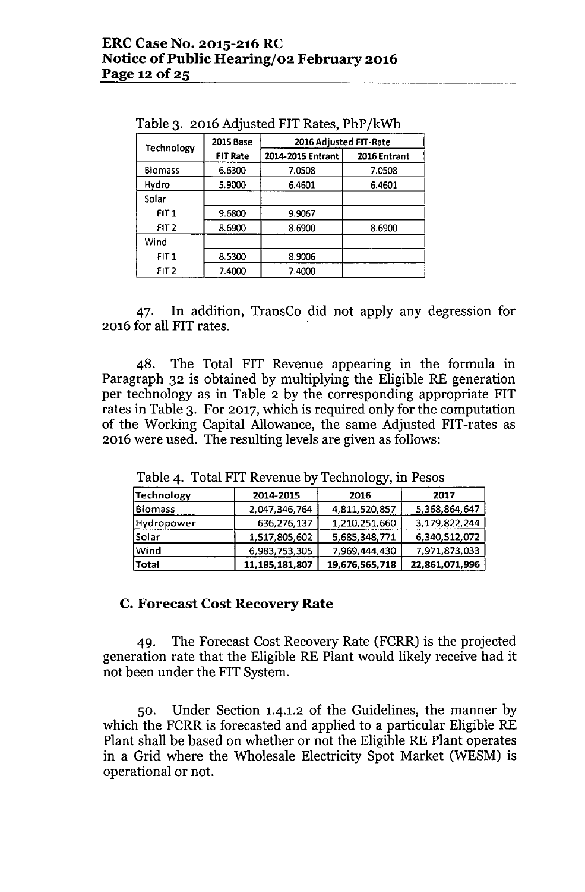Table 3. 2016 Adjusted FIT Rates, PhP/kWh

| Technology | 2015 Base FIT Rate | 2016 Adjusted FIT-Rate | |
|---|---|---|---|
| | | 2014-2015 Entrant | 2016 Entrant |
| Biomass | 6.6300 | 7.0508 | 7.0508 |
| Hydro | 5.9000 | 6.4601 | 6.4601 |
| Solar | | | |
| FIT 1 | 9.6800 | 9.9067 | |
| FIT 2 | 8.6900 | 8.6900 | 8.6900 |
| Wind | | | |
| FIT 1 | 8.5300 | 8.9006 | |
| FIT 2 | 7.4000 | 7.4000 | |

47. In addition, TransCo did not apply any degression for 2016 for all FIT rates.

48. The Total FIT Revenue appearing in the formula in Paragraph 32 is obtained by multiplying the Eligible RE generation per technology as in Table 2 by the corresponding appropriate FIT rates in Table 3. For 2017, which is required only for the computation of the Working Capital Allowance, the same Adjusted FIT-rates as 2016 were used. The resulting levels are given as follows:

Table 4. Total FIT Revenue by Technology, in Pesos

| Technology | 2014-2015 | 2016 | 2017 |
|---|---|---|---|
| Biomass | 2,047,346,764 | 4,811,520,857 | 5,368,864,647 |
| Hydropower | 636,276,137 | 1,210,251,660 | 3,179,822,244 |
| Solar | 1,517,805,602 | 5,685,348,771 | 6,340,512,072 |
| Wind | 6,983,753,305 | 7,969,444,430 | 7,971,873,033 |
| **Total** | **11,185,181,807** | **19,676,565,718** | **22,861,071,996** |

### C. Forecast Cost Recovery Rate

49. The Forecast Cost Recovery Rate (FCRR) is the projected generation rate that the Eligible RE Plant would likely receive had it not been under the FIT System.

50. Under Section 1.4.1.2 of the Guidelines, the manner by which the FCRR is forecasted and applied to a particular Eligible RE Plant shall be based on whether or not the Eligible RE Plant operates in a Grid where the Wholesale Electricity Spot Market (WESM) is operational or not.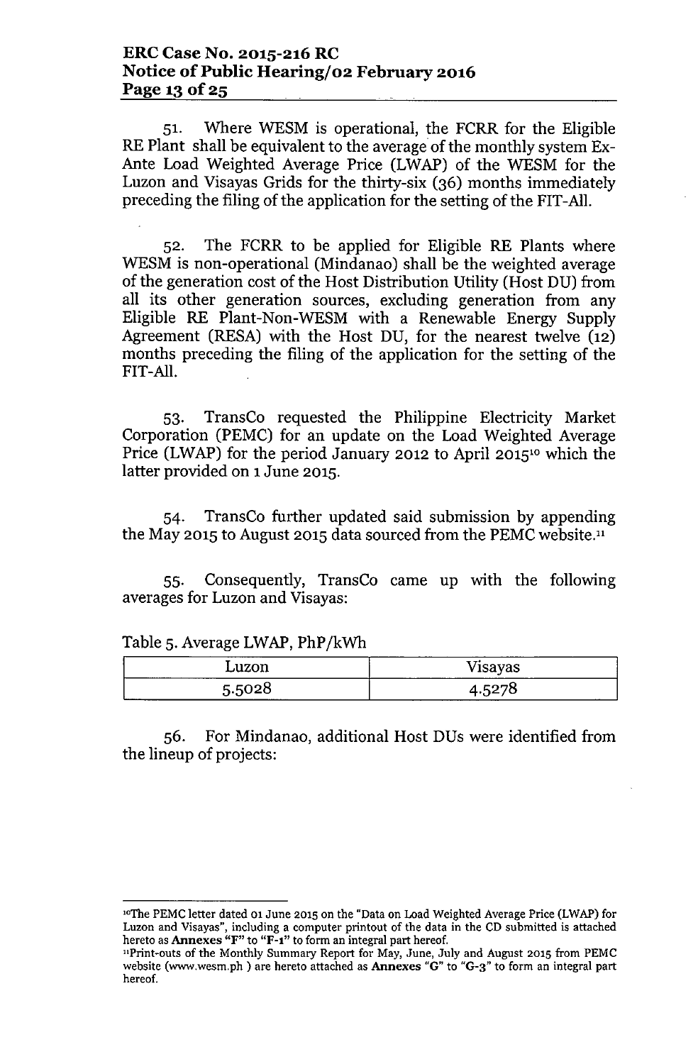51. Where WESM is operational, the FCRR for the Eligible RE Plant shall be equivalent to the average of the monthly system Ex-Ante Load Weighted Average Price (LWAP) of the WESM for the Luzon and Visayas Grids for the thirty-six (36) months immediately preceding the filing of the application for the setting of the FIT-All.

52. The FCRR to be applied for Eligible RE Plants where WESM is non-operational (Mindanao) shall be the weighted average of the generation cost of the Host Distribution Utility (Host DU) from all its other generation sources, excluding generation from any Eligible RE Plant-Non-WESM with a Renewable Energy Supply Agreement (RESA) with the Host DU, for the nearest twelve (12) months preceding the filing of the application for the setting of the FIT-All.

53. TransCo requested the Philippine Electricity Market Corporation (PEMC) for an update on the Load Weighted Average Price (LWAP) for the period January 2012 to April 2015[10] which the latter provided on 1 June 2015.

54. TransCo further updated said submission by appending the May 2015 to August 2015 data sourced from the PEMC website.[11]

55. Consequently, TransCo came up with the following averages for Luzon and Visayas:

Table 5. Average LWAP, PhP/kWh

| Luzon | Visayas |
|---|---|
| 5.5028 | 4.5278 |

56. For Mindanao, additional Host DUs were identified from the lineup of projects:

---

[10] The PEMC letter dated 01 June 2015 on the "Data on Load Weighted Average Price (LWAP) for Luzon and Visayas", including a computer printout of the data in the CD submitted is attached hereto as **Annexes "F"** to **"F-1"** to form an integral part hereof.

[11] Print-outs of the Monthly Summary Report for May, June, July and August 2015 from PEMC website (www.wesm.ph ) are hereto attached as **Annexes "G"** to **"G-3"** to form an integral part hereof.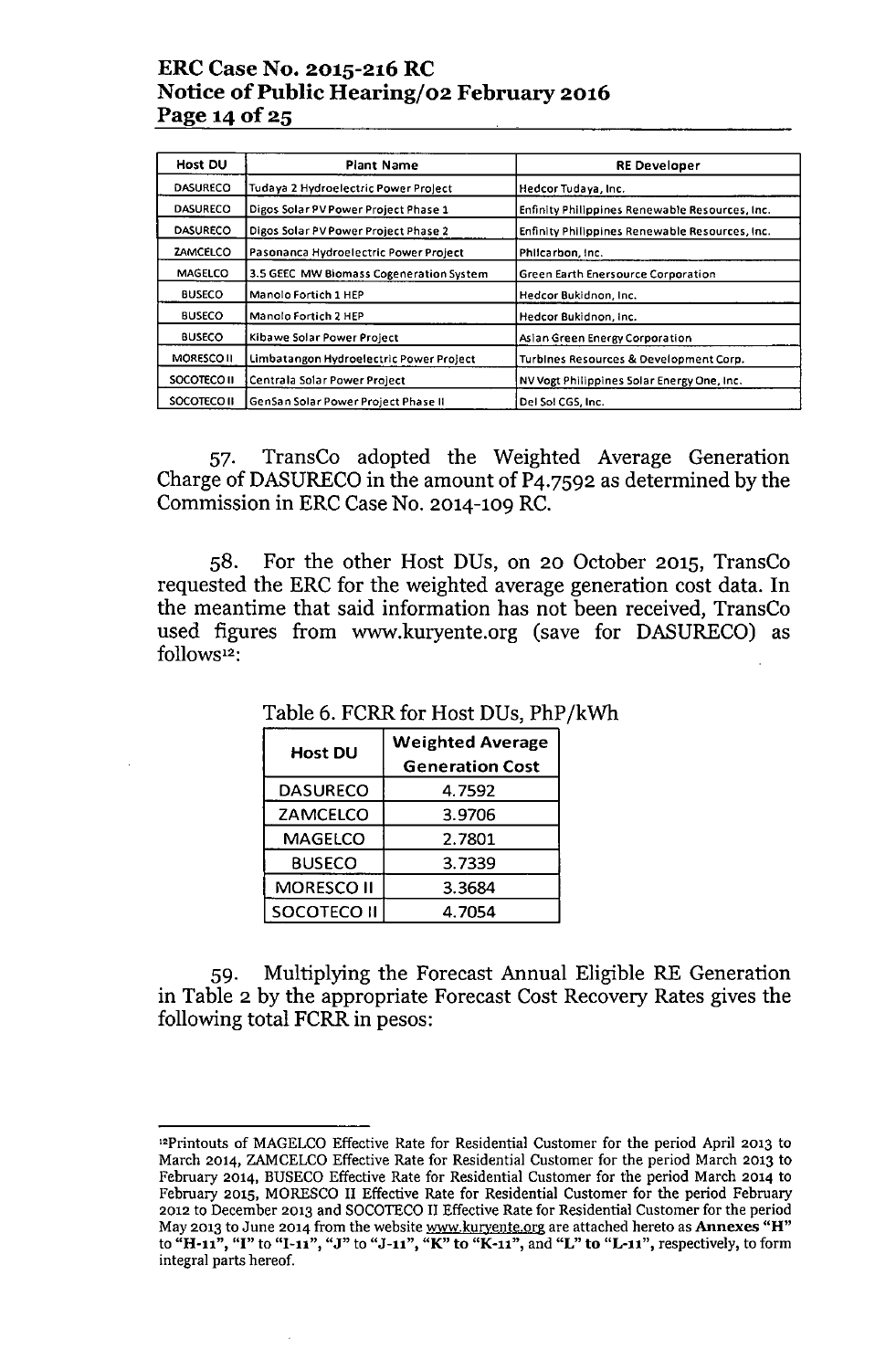| Host DU | Plant Name | RE Developer |
|---|---|---|
| DASURECO | Tudaya 2 Hydroelectric Power Project | Hedcor Tudaya, Inc. |
| DASURECO | Digos Solar PV Power Project Phase 1 | Enfinity Philippines Renewable Resources, Inc. |
| DASURECO | Digos Solar PV Power Project Phase 2 | Enfinity Philippines Renewable Resources, Inc. |
| ZAMCELCO | Pasonanca Hydroelectric Power Project | Philcarbon, Inc. |
| MAGELCO | 3.5 GEEC MW Biomass Cogeneration System | Green Earth Enersource Corporation |
| BUSECO | Manolo Fortich 1 HEP | Hedcor Bukidnon, Inc. |
| BUSECO | Manolo Fortich 2 HEP | Hedcor Bukidnon, Inc. |
| BUSECO | Kibawe Solar Power Project | Asian Green Energy Corporation |
| MORESCO II | Limbatangon Hydroelectric Power Project | Turbines Resources & Development Corp. |
| SOCOTECO II | Centrala Solar Power Project | NV Vogt Philippines Solar Energy One, Inc. |
| SOCOTECO II | GenSan Solar Power Project Phase II | Del Sol CGS, Inc. |

57. TransCo adopted the Weighted Average Generation Charge of DASURECO in the amount of P4.7592 as determined by the Commission in ERC Case No. 2014-109 RC.

58. For the other Host DUs, on 20 October 2015, TransCo requested the ERC for the weighted average generation cost data. In the meantime that said information has not been received, TransCo used figures from www.kuryente.org (save for DASURECO) as follows[12]:

Table 6. FCRR for Host DUs, PhP/kWh

| Host DU | Weighted Average Generation Cost |
|---|---|
| DASURECO | 4.7592 |
| ZAMCELCO | 3.9706 |
| MAGELCO | 2.7801 |
| BUSECO | 3.7339 |
| MORESCO II | 3.3684 |
| SOCOTECO II | 4.7054 |

59. Multiplying the Forecast Annual Eligible RE Generation in Table 2 by the appropriate Forecast Cost Recovery Rates gives the following total FCRR in pesos:

---

[12]Printouts of MAGELCO Effective Rate for Residential Customer for the period April 2013 to March 2014, ZAMCELCO Effective Rate for Residential Customer for the period March 2013 to February 2014, BUSECO Effective Rate for Residential Customer for the period March 2014 to February 2015, MORESCO II Effective Rate for Residential Customer for the period February 2012 to December 2013 and SOCOTECO II Effective Rate for Residential Customer for the period May 2013 to June 2014 from the website www.kuryente.org are attached hereto as **Annexes "H"** to **"H-11"**, **"I"** to **"I-11"**, **"J"** to **"J-11"**, **"K" to "K-11"**, and **"L" to "L-11"**, respectively, to form integral parts hereof.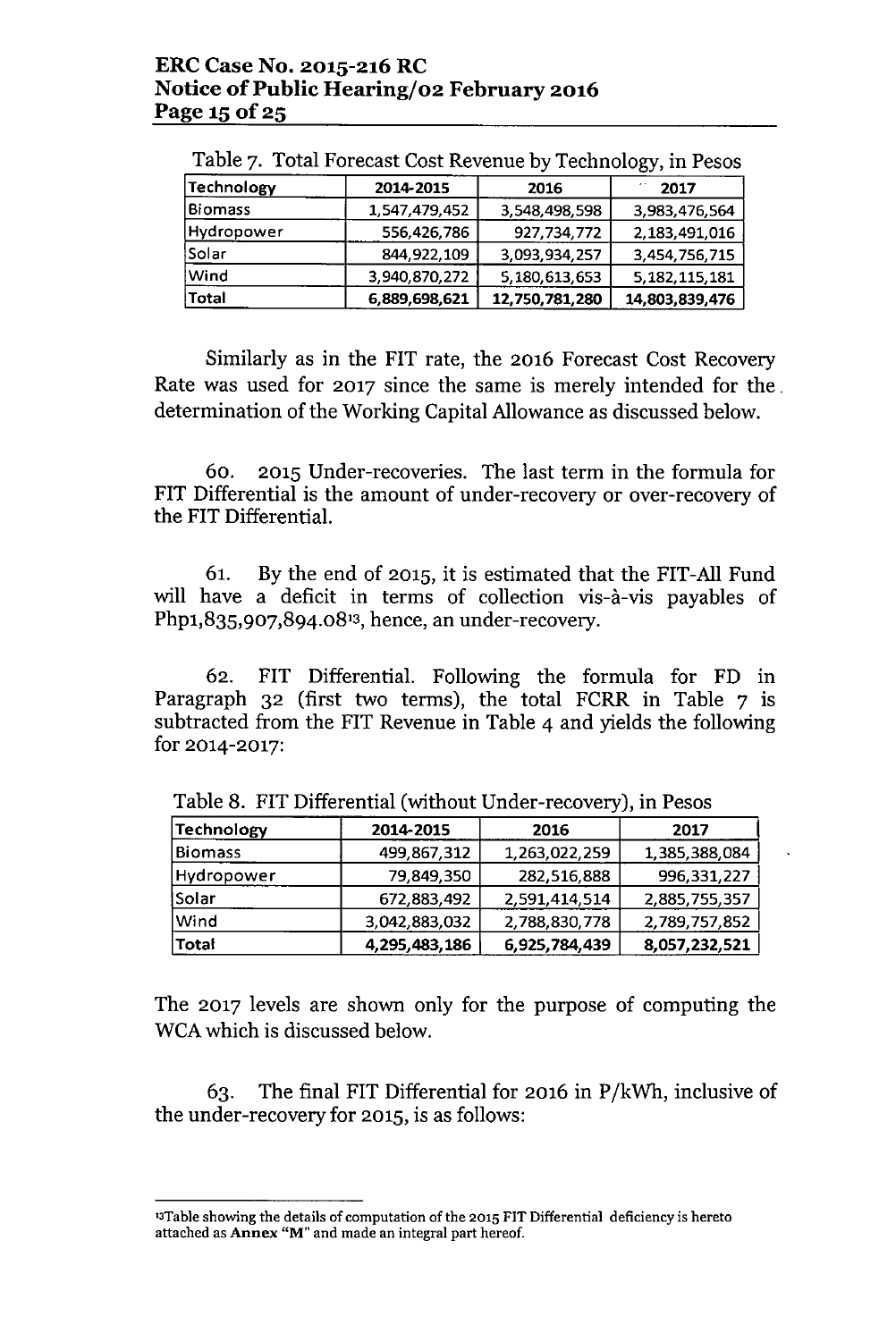Table 7. Total Forecast Cost Revenue by Technology, in Pesos

| Technology | 2014-2015 | 2016 | 2017 |
|---|---|---|---|
| Biomass | 1,547,479,452 | 3,548,498,598 | 3,983,476,564 |
| Hydropower | 556,426,786 | 927,734,772 | 2,183,491,016 |
| Solar | 844,922,109 | 3,093,934,257 | 3,454,756,715 |
| Wind | 3,940,870,272 | 5,180,613,653 | 5,182,115,181 |
| **Total** | **6,889,698,621** | **12,750,781,280** | **14,803,839,476** |

Similarly as in the FIT rate, the 2016 Forecast Cost Recovery Rate was used for 2017 since the same is merely intended for the determination of the Working Capital Allowance as discussed below.

60. 2015 Under-recoveries. The last term in the formula for FIT Differential is the amount of under-recovery or over-recovery of the FIT Differential.

61. By the end of 2015, it is estimated that the FIT-All Fund will have a deficit in terms of collection vis-à-vis payables of Php1,835,907,894.08[13], hence, an under-recovery.

62. FIT Differential. Following the formula for FD in Paragraph 32 (first two terms), the total FCRR in Table 7 is subtracted from the FIT Revenue in Table 4 and yields the following for 2014-2017:

Table 8. FIT Differential (without Under-recovery), in Pesos

| Technology | 2014-2015 | 2016 | 2017 |
|---|---|---|---|
| Biomass | 499,867,312 | 1,263,022,259 | 1,385,388,084 |
| Hydropower | 79,849,350 | 282,516,888 | 996,331,227 |
| Solar | 672,883,492 | 2,591,414,514 | 2,885,755,357 |
| Wind | 3,042,883,032 | 2,788,830,778 | 2,789,757,852 |
| **Total** | **4,295,483,186** | **6,925,784,439** | **8,057,232,521** |

The 2017 levels are shown only for the purpose of computing the WCA which is discussed below.

63. The final FIT Differential for 2016 in P/kWh, inclusive of the under-recovery for 2015, is as follows:

[13] Table showing the details of computation of the 2015 FIT Differential deficiency is hereto attached as **Annex "M"** and made an integral part hereof.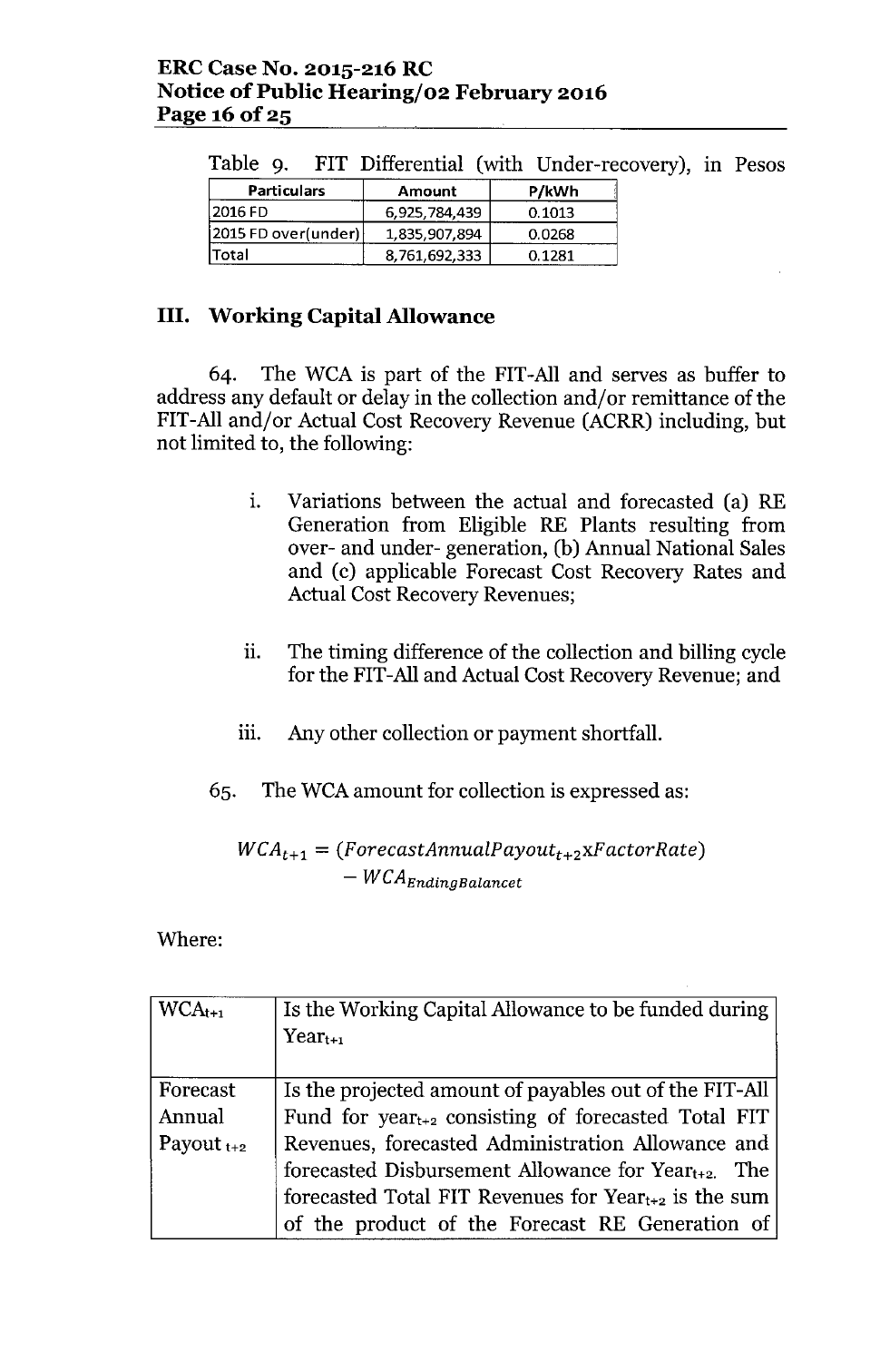Table 9. FIT Differential (with Under-recovery), in Pesos

| Particulars | Amount | P/kWh |
|---|---|---|
| 2016 FD | 6,925,784,439 | 0.1013 |
| 2015 FD over(under) | 1,835,907,894 | 0.0268 |
| Total | 8,761,692,333 | 0.1281 |

## III. Working Capital Allowance

64. The WCA is part of the FIT-All and serves as buffer to address any default or delay in the collection and/or remittance of the FIT-All and/or Actual Cost Recovery Revenue (ACRR) including, but not limited to, the following:

   i. Variations between the actual and forecasted (a) RE Generation from Eligible RE Plants resulting from over- and under- generation, (b) Annual National Sales and (c) applicable Forecast Cost Recovery Rates and Actual Cost Recovery Revenues;

   ii. The timing difference of the collection and billing cycle for the FIT-All and Actual Cost Recovery Revenue; and

   iii. Any other collection or payment shortfall.

65. The WCA amount for collection is expressed as:

$$WCA_{t+1} = (ForecastAnnualPayout_{t+2} \text{x} FactorRate) - WCA_{EndingBalancet}$$

Where:

| | |
|---|---|
| $WCA_{t+1}$ | Is the Working Capital Allowance to be funded during $Year_{t+1}$ |
| Forecast Annual Payout $_{t+2}$ | Is the projected amount of payables out of the FIT-All Fund for $year_{t+2}$ consisting of forecasted Total FIT Revenues, forecasted Administration Allowance and forecasted Disbursement Allowance for $Year_{t+2}$. The forecasted Total FIT Revenues for $Year_{t+2}$ is the sum of the product of the Forecast RE Generation of |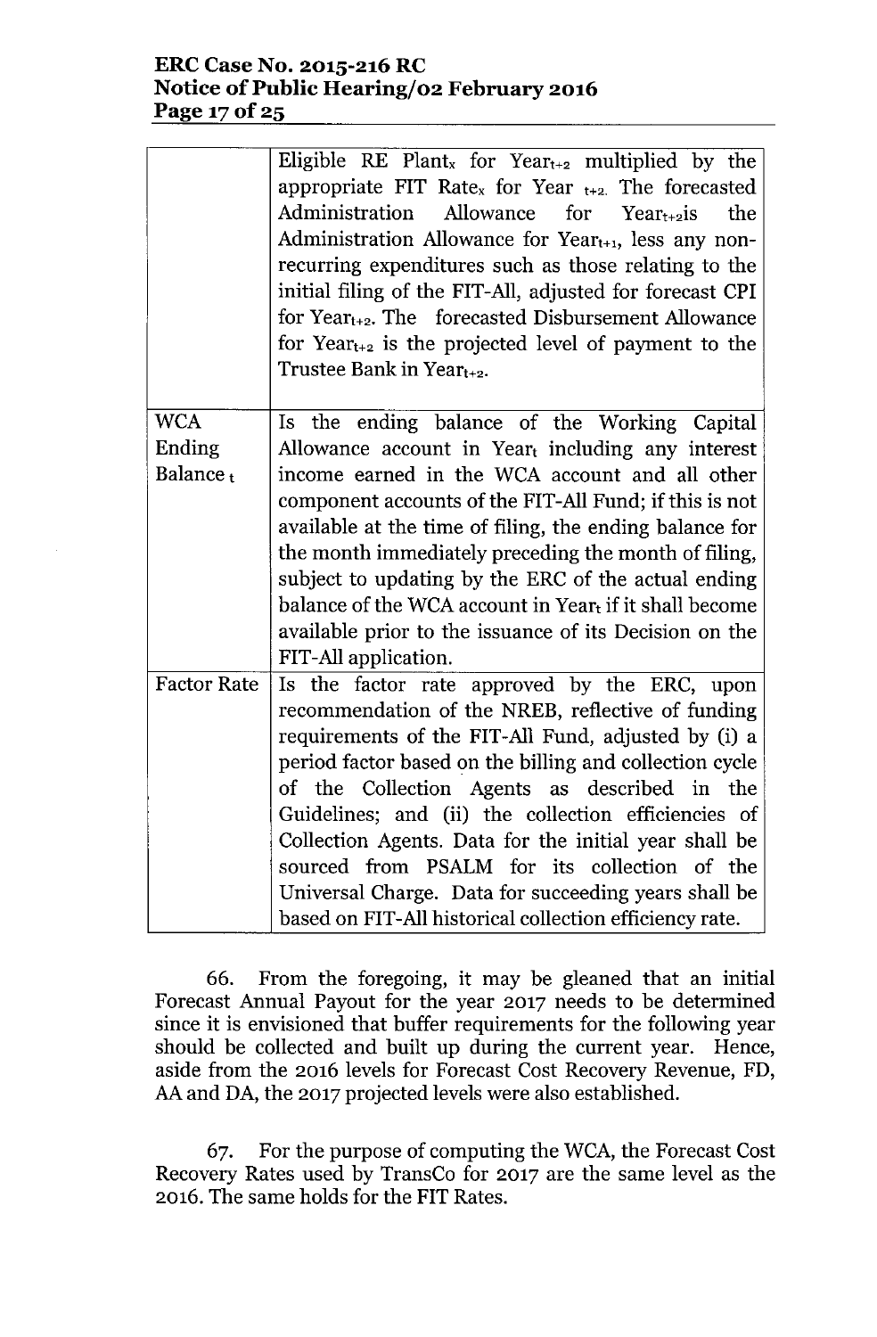| | |
|---|---|
| | Eligible RE $Plant_x$ for $Year_{t+2}$ multiplied by the appropriate FIT $Rate_x$ for Year $_{t+2}$. The forecasted Administration Allowance for $Year_{t+2}$is the Administration Allowance for $Year_{t+1}$, less any non-recurring expenditures such as those relating to the initial filing of the FIT-All, adjusted for forecast CPI for $Year_{t+2}$. The forecasted Disbursement Allowance for $Year_{t+2}$ is the projected level of payment to the Trustee Bank in $Year_{t+2}$. |
| WCA Ending Balance $_t$ | Is the ending balance of the Working Capital Allowance account in $Year_t$ including any interest income earned in the WCA account and all other component accounts of the FIT-All Fund; if this is not available at the time of filing, the ending balance for the month immediately preceding the month of filing, subject to updating by the ERC of the actual ending balance of the WCA account in $Year_t$ if it shall become available prior to the issuance of its Decision on the FIT-All application. |
| Factor Rate | Is the factor rate approved by the ERC, upon recommendation of the NREB, reflective of funding requirements of the FIT-All Fund, adjusted by (i) a period factor based on the billing and collection cycle of the Collection Agents as described in the Guidelines; and (ii) the collection efficiencies of Collection Agents. Data for the initial year shall be sourced from PSALM for its collection of the Universal Charge. Data for succeeding years shall be based on FIT-All historical collection efficiency rate. |

66. From the foregoing, it may be gleaned that an initial Forecast Annual Payout for the year 2017 needs to be determined since it is envisioned that buffer requirements for the following year should be collected and built up during the current year. Hence, aside from the 2016 levels for Forecast Cost Recovery Revenue, FD, AA and DA, the 2017 projected levels were also established.

67. For the purpose of computing the WCA, the Forecast Cost Recovery Rates used by TransCo for 2017 are the same level as the 2016. The same holds for the FIT Rates.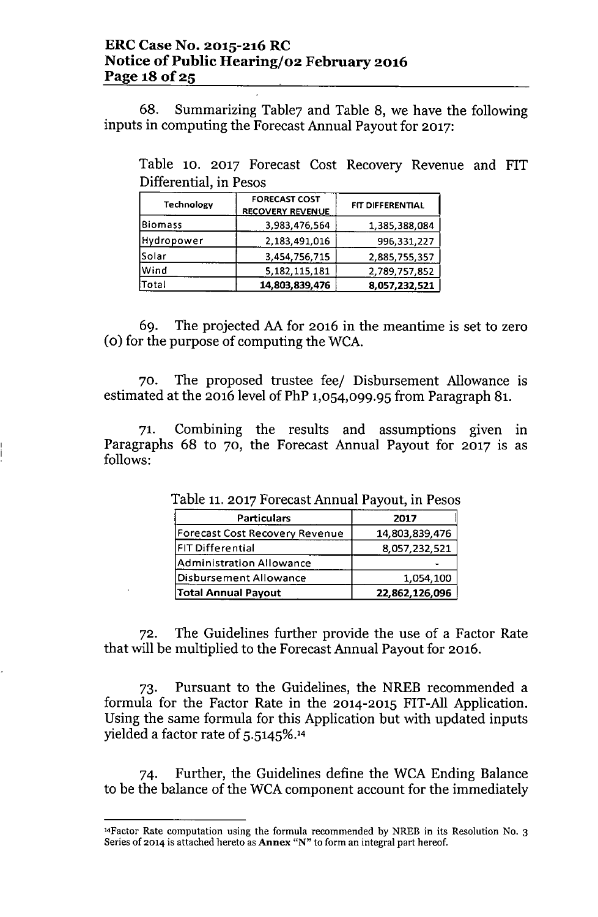68. Summarizing Table7 and Table 8, we have the following inputs in computing the Forecast Annual Payout for 2017:

Table 10. 2017 Forecast Cost Recovery Revenue and FIT Differential, in Pesos

| Technology | FORECAST COST RECOVERY REVENUE | FIT DIFFERENTIAL |
|---|---|---|
| Biomass | 3,983,476,564 | 1,385,388,084 |
| Hydropower | 2,183,491,016 | 996,331,227 |
| Solar | 3,454,756,715 | 2,885,755,357 |
| Wind | 5,182,115,181 | 2,789,757,852 |
| Total | **14,803,839,476** | **8,057,232,521** |

69. The projected AA for 2016 in the meantime is set to zero (0) for the purpose of computing the WCA.

70. The proposed trustee fee/ Disbursement Allowance is estimated at the 2016 level of PhP 1,054,099.95 from Paragraph 81.

71. Combining the results and assumptions given in Paragraphs 68 to 70, the Forecast Annual Payout for 2017 is as follows:

Table 11. 2017 Forecast Annual Payout, in Pesos

| Particulars | 2017 |
|---|---|
| Forecast Cost Recovery Revenue | 14,803,839,476 |
| FIT Differential | 8,057,232,521 |
| Administration Allowance | - |
| Disbursement Allowance | 1,054,100 |
| **Total Annual Payout** | **22,862,126,096** |

72. The Guidelines further provide the use of a Factor Rate that will be multiplied to the Forecast Annual Payout for 2016.

73. Pursuant to the Guidelines, the NREB recommended a formula for the Factor Rate in the 2014-2015 FIT-All Application. Using the same formula for this Application but with updated inputs yielded a factor rate of 5.5145%.[14]

74. Further, the Guidelines define the WCA Ending Balance to be the balance of the WCA component account for the immediately

[14] Factor Rate computation using the formula recommended by NREB in its Resolution No. 3 Series of 2014 is attached hereto as **Annex "N"** to form an integral part hereof.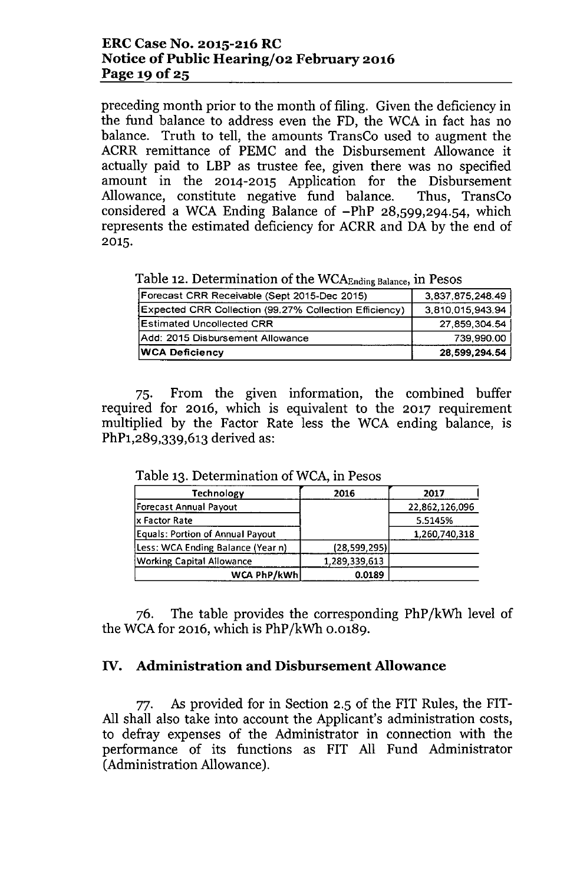preceding month prior to the month of filing. Given the deficiency in the fund balance to address even the FD, the WCA in fact has no balance. Truth to tell, the amounts TransCo used to augment the ACRR remittance of PEMC and the Disbursement Allowance it actually paid to LBP as trustee fee, given there was no specified amount in the 2014-2015 Application for the Disbursement Allowance, constitute negative fund balance. Thus, TransCo considered a WCA Ending Balance of –PhP 28,599,294.54, which represents the estimated deficiency for ACRR and DA by the end of 2015.

Table 12. Determination of the $WCA_{Ending\ Balance}$, in Pesos

| | |
|---|---|
| Forecast CRR Receivable (Sept 2015-Dec 2015) | 3,837,875,248.49 |
| Expected CRR Collection (99.27% Collection Efficiency) | 3,810,015,943.94 |
| Estimated Uncollected CRR | 27,859,304.54 |
| Add: 2015 Disbursement Allowance | 739,990.00 |
| **WCA Deficiency** | **28,599,294.54** |

75. From the given information, the combined buffer required for 2016, which is equivalent to the 2017 requirement multiplied by the Factor Rate less the WCA ending balance, is PhP1,289,339,613 derived as:

Table 13. Determination of WCA, in Pesos

| Technology | 2016 | 2017 |
|---|---|---|
| Forecast Annual Payout | | 22,862,126,096 |
| x Factor Rate | | 5.5145% |
| Equals: Portion of Annual Payout | | 1,260,740,318 |
| Less: WCA Ending Balance (Year n) | (28,599,295) | |
| Working Capital Allowance | 1,289,339,613 | |
| WCA PhP/kWh | 0.0189 | |

76. The table provides the corresponding PhP/kWh level of the WCA for 2016, which is PhP/kWh 0.0189.

## IV. Administration and Disbursement Allowance

77. As provided for in Section 2.5 of the FIT Rules, the FIT-All shall also take into account the Applicant's administration costs, to defray expenses of the Administrator in connection with the performance of its functions as FIT All Fund Administrator (Administration Allowance).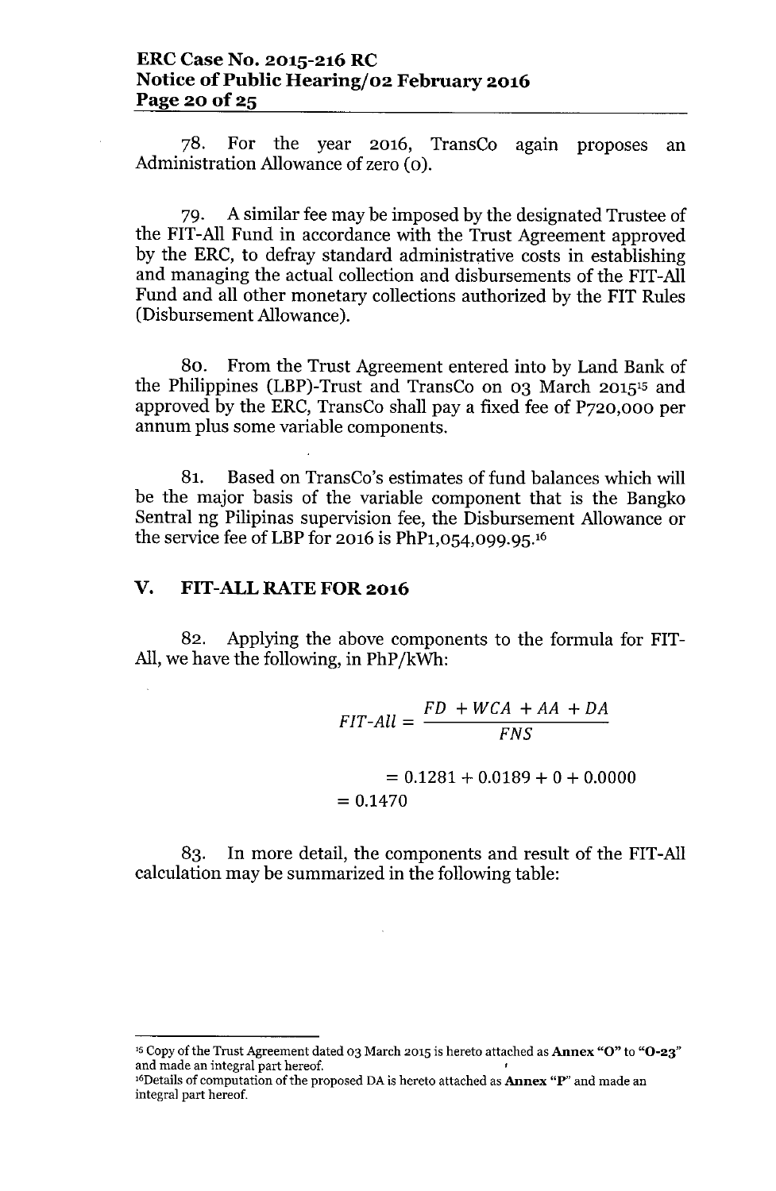78. For the year 2016, TransCo again proposes an Administration Allowance of zero (0).

79. A similar fee may be imposed by the designated Trustee of the FIT-All Fund in accordance with the Trust Agreement approved by the ERC, to defray standard administrative costs in establishing and managing the actual collection and disbursements of the FIT-All Fund and all other monetary collections authorized by the FIT Rules (Disbursement Allowance).

80. From the Trust Agreement entered into by Land Bank of the Philippines (LBP)-Trust and TransCo on 03 March 2015[15] and approved by the ERC, TransCo shall pay a fixed fee of P720,000 per annum plus some variable components.

81. Based on TransCo's estimates of fund balances which will be the major basis of the variable component that is the Bangko Sentral ng Pilipinas supervision fee, the Disbursement Allowance or the service fee of LBP for 2016 is PhP1,054,099.95.[16]

## V. FIT-ALL RATE FOR 2016

82. Applying the above components to the formula for FIT-All, we have the following, in PhP/kWh:

$$FIT\text{-}All = \frac{FD + WCA + AA + DA}{FNS}$$

$$= 0.1281 + 0.0189 + 0 + 0.0000$$

$$= 0.1470$$

83. In more detail, the components and result of the FIT-All calculation may be summarized in the following table:

---

[15] Copy of the Trust Agreement dated 03 March 2015 is hereto attached as **Annex "O"** to **"O-23"** and made an integral part hereof.

[16] Details of computation of the proposed DA is hereto attached as **Annex "P"** and made an integral part hereof.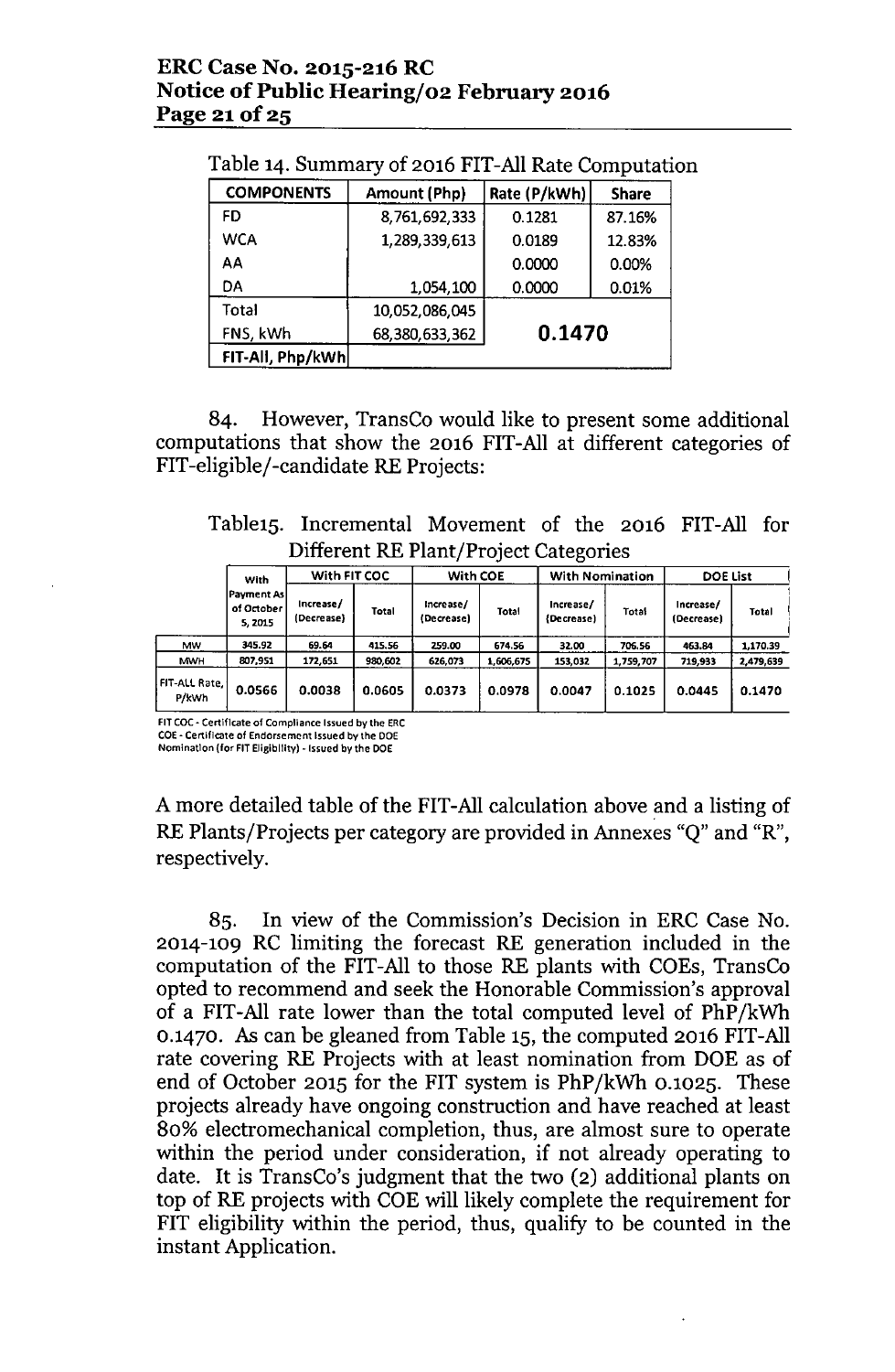Table 14. Summary of 2016 FIT-All Rate Computation

| COMPONENTS | Amount (Php) | Rate (P/kWh) | Share |
|---|---|---|---|
| FD | 8,761,692,333 | 0.1281 | 87.16% |
| WCA | 1,289,339,613 | 0.0189 | 12.83% |
| AA | | 0.0000 | 0.00% |
| DA | 1,054,100 | 0.0000 | 0.01% |
| Total | 10,052,086,045 | | |
| FNS, kWh | 68,380,633,362 | 0.1470 | |
| FIT-All, Php/kWh | | | |

84. However, TransCo would like to present some additional computations that show the 2016 FIT-All at different categories of FIT-eligible/-candidate RE Projects:

Table15. Incremental Movement of the 2016 FIT-All for Different RE Plant/Project Categories

| | With Payment As of October 5, 2015 | With FIT COC | | With COE | | With Nomination | | DOE List | |
|---|---|---|---|---|---|---|---|---|---|
| | | Increase/ (Decrease) | Total | Increase/ (Decrease) | Total | Increase/ (Decrease) | Total | Increase/ (Decrease) | Total |
| MW | 345.92 | 69.64 | 415.56 | 259.00 | 674.56 | 32.00 | 706.56 | 463.84 | 1,170.39 |
| MWH | 807,951 | 172,651 | 980,602 | 626,073 | 1,606,675 | 153,032 | 1,759,707 | 719,933 | 2,479,639 |
| FIT-ALL Rate, P/kWh | 0.0566 | 0.0038 | 0.0605 | 0.0373 | 0.0978 | 0.0047 | 0.1025 | 0.0445 | 0.1470 |

FIT COC - Certificate of Compliance Issued by the ERC
COE - Certificate of Endorsement Issued by the DOE
Nomination (for FIT Eligibility) - Issued by the DOE

A more detailed table of the FIT-All calculation above and a listing of RE Plants/Projects per category are provided in Annexes "Q" and "R", respectively.

85. In view of the Commission's Decision in ERC Case No. 2014-109 RC limiting the forecast RE generation included in the computation of the FIT-All to those RE plants with COEs, TransCo opted to recommend and seek the Honorable Commission's approval of a FIT-All rate lower than the total computed level of PhP/kWh 0.1470. As can be gleaned from Table 15, the computed 2016 FIT-All rate covering RE Projects with at least nomination from DOE as of end of October 2015 for the FIT system is PhP/kWh 0.1025. These projects already have ongoing construction and have reached at least 80% electromechanical completion, thus, are almost sure to operate within the period under consideration, if not already operating to date. It is TransCo's judgment that the two (2) additional plants on top of RE projects with COE will likely complete the requirement for FIT eligibility within the period, thus, qualify to be counted in the instant Application.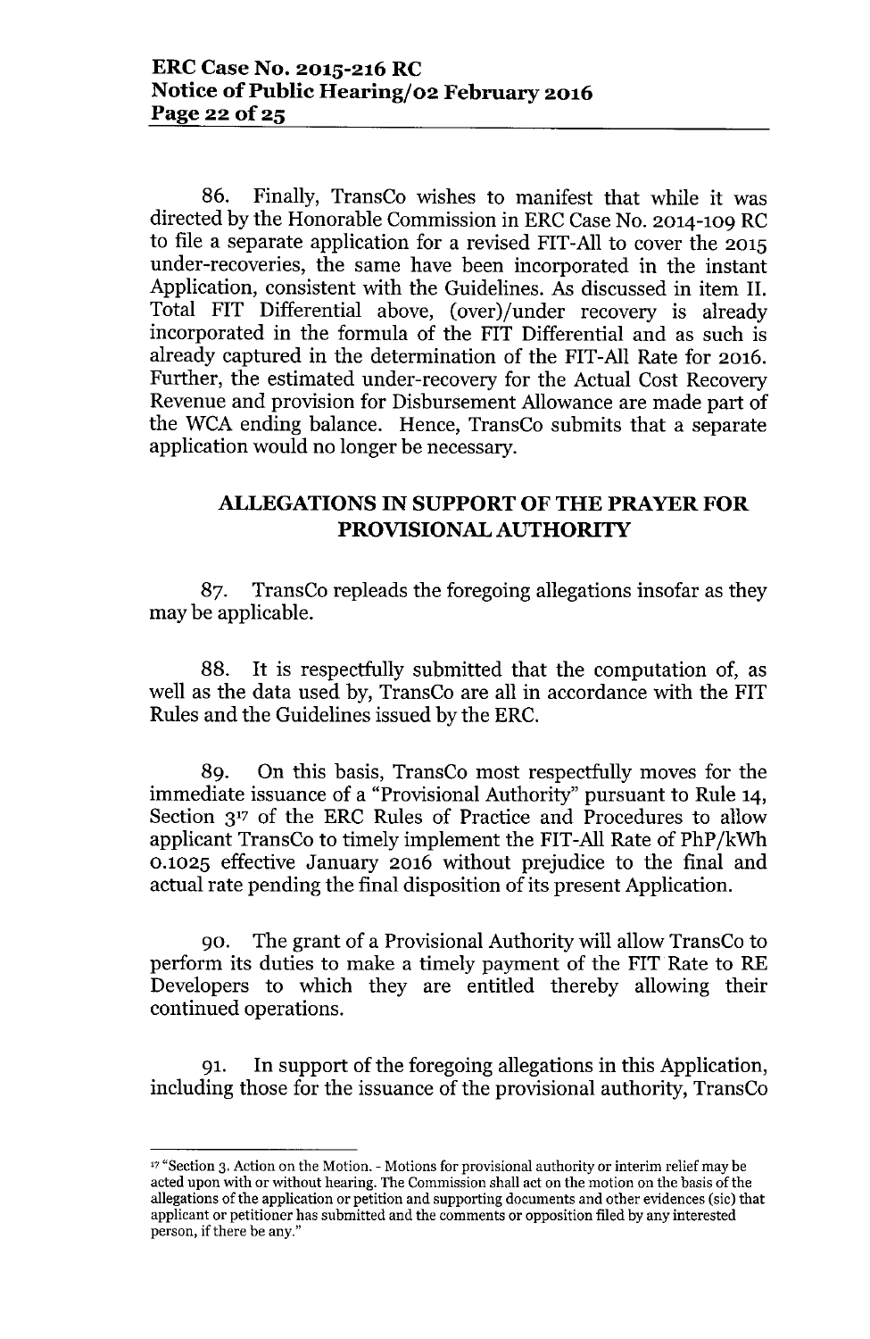86. Finally, TransCo wishes to manifest that while it was directed by the Honorable Commission in ERC Case No. 2014-109 RC to file a separate application for a revised FIT-All to cover the 2015 under-recoveries, the same have been incorporated in the instant Application, consistent with the Guidelines. As discussed in item II. Total FIT Differential above, (over)/under recovery is already incorporated in the formula of the FIT Differential and as such is already captured in the determination of the FIT-All Rate for 2016. Further, the estimated under-recovery for the Actual Cost Recovery Revenue and provision for Disbursement Allowance are made part of the WCA ending balance. Hence, TransCo submits that a separate application would no longer be necessary.

## ALLEGATIONS IN SUPPORT OF THE PRAYER FOR PROVISIONAL AUTHORITY

87. TransCo repleads the foregoing allegations insofar as they may be applicable.

88. It is respectfully submitted that the computation of, as well as the data used by, TransCo are all in accordance with the FIT Rules and the Guidelines issued by the ERC.

89. On this basis, TransCo most respectfully moves for the immediate issuance of a "Provisional Authority" pursuant to Rule 14, Section 3[17] of the ERC Rules of Practice and Procedures to allow applicant TransCo to timely implement the FIT-All Rate of PhP/kWh 0.1025 effective January 2016 without prejudice to the final and actual rate pending the final disposition of its present Application.

90. The grant of a Provisional Authority will allow TransCo to perform its duties to make a timely payment of the FIT Rate to RE Developers to which they are entitled thereby allowing their continued operations.

91. In support of the foregoing allegations in this Application, including those for the issuance of the provisional authority, TransCo

---

[17] "Section 3. Action on the Motion. - Motions for provisional authority or interim relief may be acted upon with or without hearing. The Commission shall act on the motion on the basis of the allegations of the application or petition and supporting documents and other evidences (sic) that applicant or petitioner has submitted and the comments or opposition filed by any interested person, if there be any."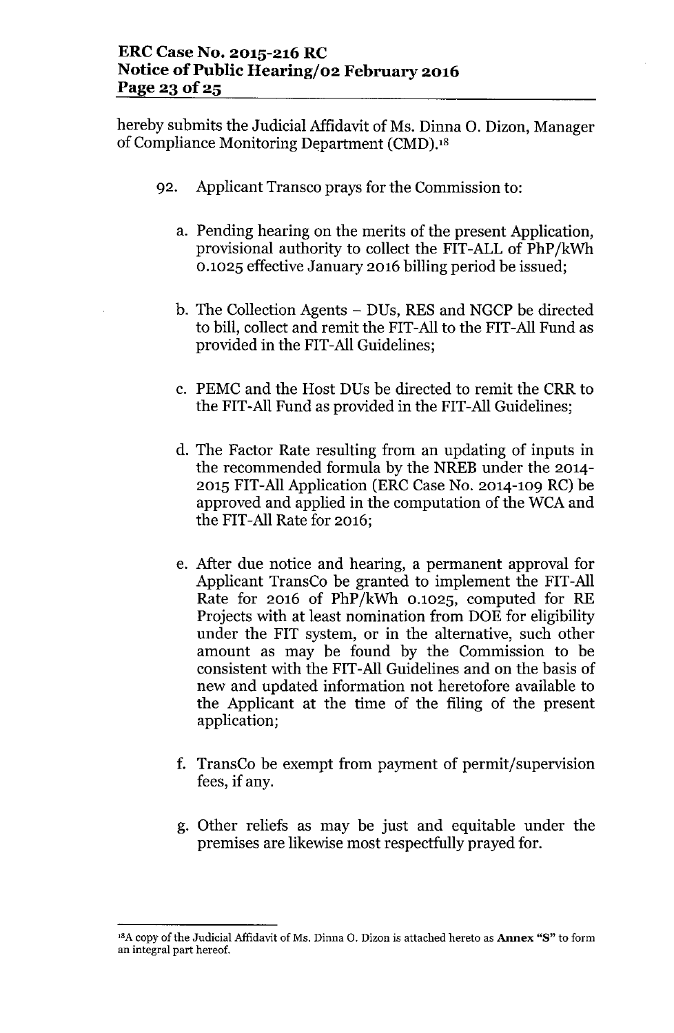hereby submits the Judicial Affidavit of Ms. Dinna O. Dizon, Manager of Compliance Monitoring Department (CMD).[18]

92. Applicant Transco prays for the Commission to:

   a. Pending hearing on the merits of the present Application, provisional authority to collect the FIT-ALL of PhP/kWh 0.1025 effective January 2016 billing period be issued;

   b. The Collection Agents – DUs, RES and NGCP be directed to bill, collect and remit the FIT-All to the FIT-All Fund as provided in the FIT-All Guidelines;

   c. PEMC and the Host DUs be directed to remit the CRR to the FIT-All Fund as provided in the FIT-All Guidelines;

   d. The Factor Rate resulting from an updating of inputs in the recommended formula by the NREB under the 2014-2015 FIT-All Application (ERC Case No. 2014-109 RC) be approved and applied in the computation of the WCA and the FIT-All Rate for 2016;

   e. After due notice and hearing, a permanent approval for Applicant TransCo be granted to implement the FIT-All Rate for 2016 of PhP/kWh 0.1025, computed for RE Projects with at least nomination from DOE for eligibility under the FIT system, or in the alternative, such other amount as may be found by the Commission to be consistent with the FIT-All Guidelines and on the basis of new and updated information not heretofore available to the Applicant at the time of the filing of the present application;

   f. TransCo be exempt from payment of permit/supervision fees, if any.

   g. Other reliefs as may be just and equitable under the premises are likewise most respectfully prayed for.

---

[18] A copy of the Judicial Affidavit of Ms. Dinna O. Dizon is attached hereto as **Annex "S"** to form an integral part hereof.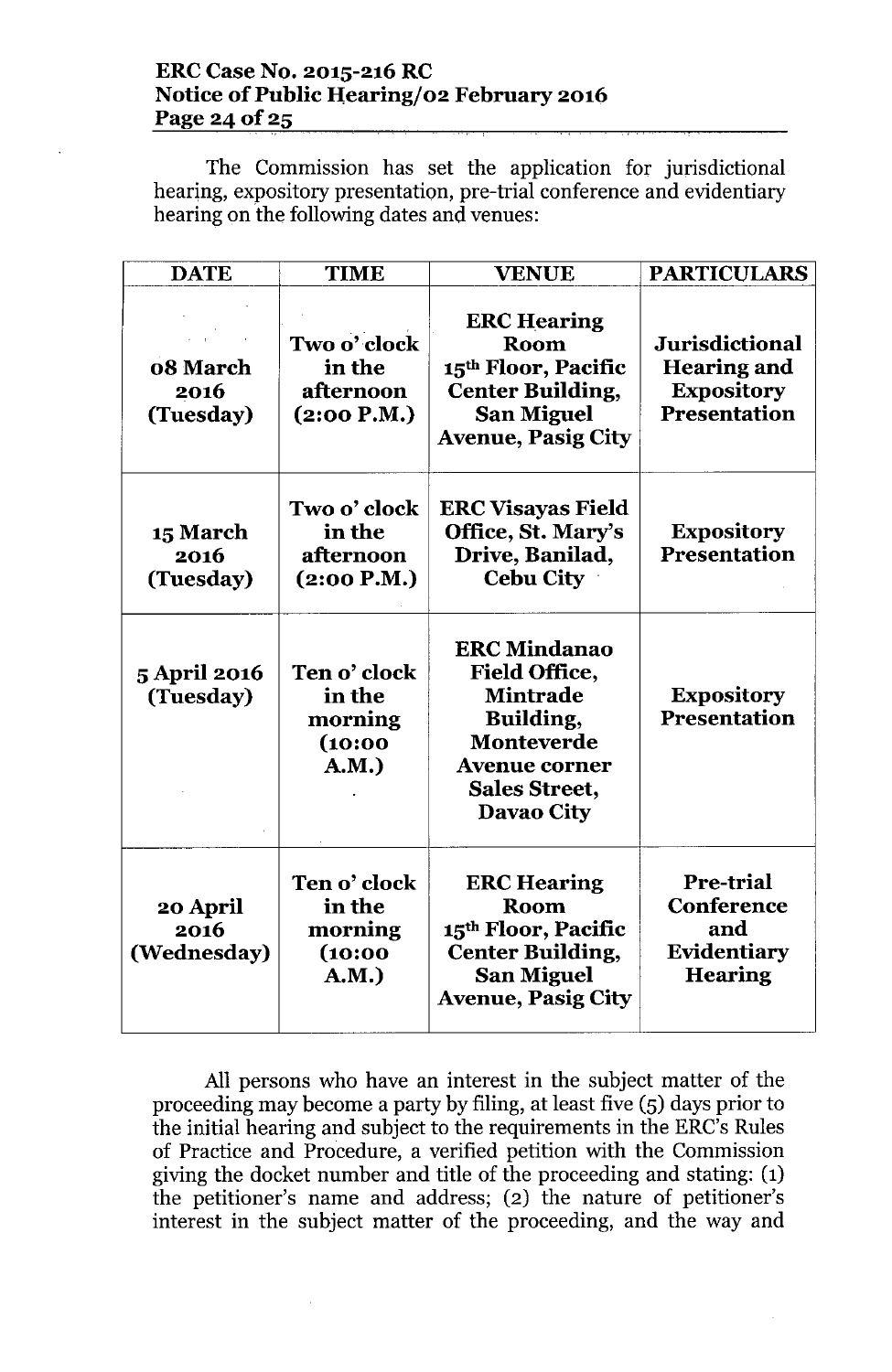The Commission has set the application for jurisdictional hearing, expository presentation, pre-trial conference and evidentiary hearing on the following dates and venues:

| DATE | TIME | VENUE | PARTICULARS |
| --- | --- | --- | --- |
| **08 March 2016 (Tuesday)** | **Two o' clock in the afternoon (2:00 P.M.)** | **ERC Hearing Room 15th Floor, Pacific Center Building, San Miguel Avenue, Pasig City** | **Jurisdictional Hearing and Expository Presentation** |
| **15 March 2016 (Tuesday)** | **Two o' clock in the afternoon (2:00 P.M.)** | **ERC Visayas Field Office, St. Mary's Drive, Banilad, Cebu City** | **Expository Presentation** |
| **5 April 2016 (Tuesday)** | **Ten o' clock in the morning (10:00 A.M.)** | **ERC Mindanao Field Office, Mintrade Building, Monteverde Avenue corner Sales Street, Davao City** | **Expository Presentation** |
| **20 April 2016 (Wednesday)** | **Ten o' clock in the morning (10:00 A.M.)** | **ERC Hearing Room 15th Floor, Pacific Center Building, San Miguel Avenue, Pasig City** | **Pre-trial Conference and Evidentiary Hearing** |

All persons who have an interest in the subject matter of the proceeding may become a party by filing, at least five (5) days prior to the initial hearing and subject to the requirements in the ERC's Rules of Practice and Procedure, a verified petition with the Commission giving the docket number and title of the proceeding and stating: (1) the petitioner's name and address; (2) the nature of petitioner's interest in the subject matter of the proceeding, and the way and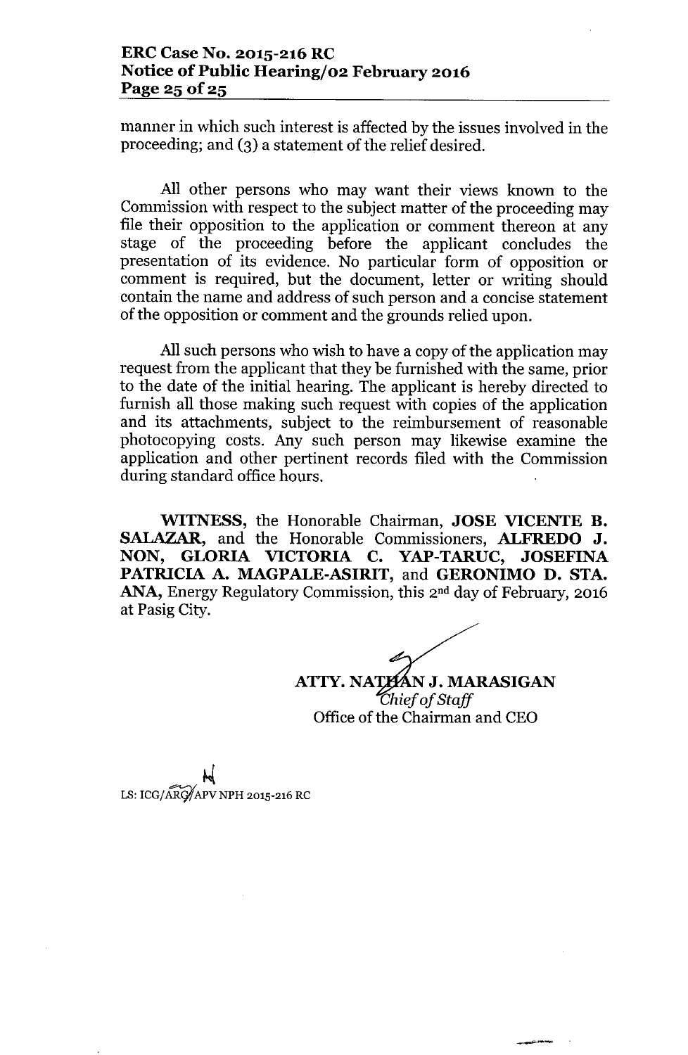manner in which such interest is affected by the issues involved in the proceeding; and (3) a statement of the relief desired.

All other persons who may want their views known to the Commission with respect to the subject matter of the proceeding may file their opposition to the application or comment thereon at any stage of the proceeding before the applicant concludes the presentation of its evidence. No particular form of opposition or comment is required, but the document, letter or writing should contain the name and address of such person and a concise statement of the opposition or comment and the grounds relied upon.

All such persons who wish to have a copy of the application may request from the applicant that they be furnished with the same, prior to the date of the initial hearing. The applicant is hereby directed to furnish all those making such request with copies of the application and its attachments, subject to the reimbursement of reasonable photocopying costs. Any such person may likewise examine the application and other pertinent records filed with the Commission during standard office hours.

**WITNESS**, the Honorable Chairman, **JOSE VICENTE B. SALAZAR**, and the Honorable Commissioners, **ALFREDO J. NON, GLORIA VICTORIA C. YAP-TARUC, JOSEFINA PATRICIA A. MAGPALE-ASIRIT**, and **GERONIMO D. STA. ANA**, Energy Regulatory Commission, this 2nd day of February, 2016 at Pasig City.

**ATTY. NATHAN J. MARASIGAN**
*Chief of Staff*
Office of the Chairman and CEO

LS: ICG/ARG/APV NPH 2015-216 RC